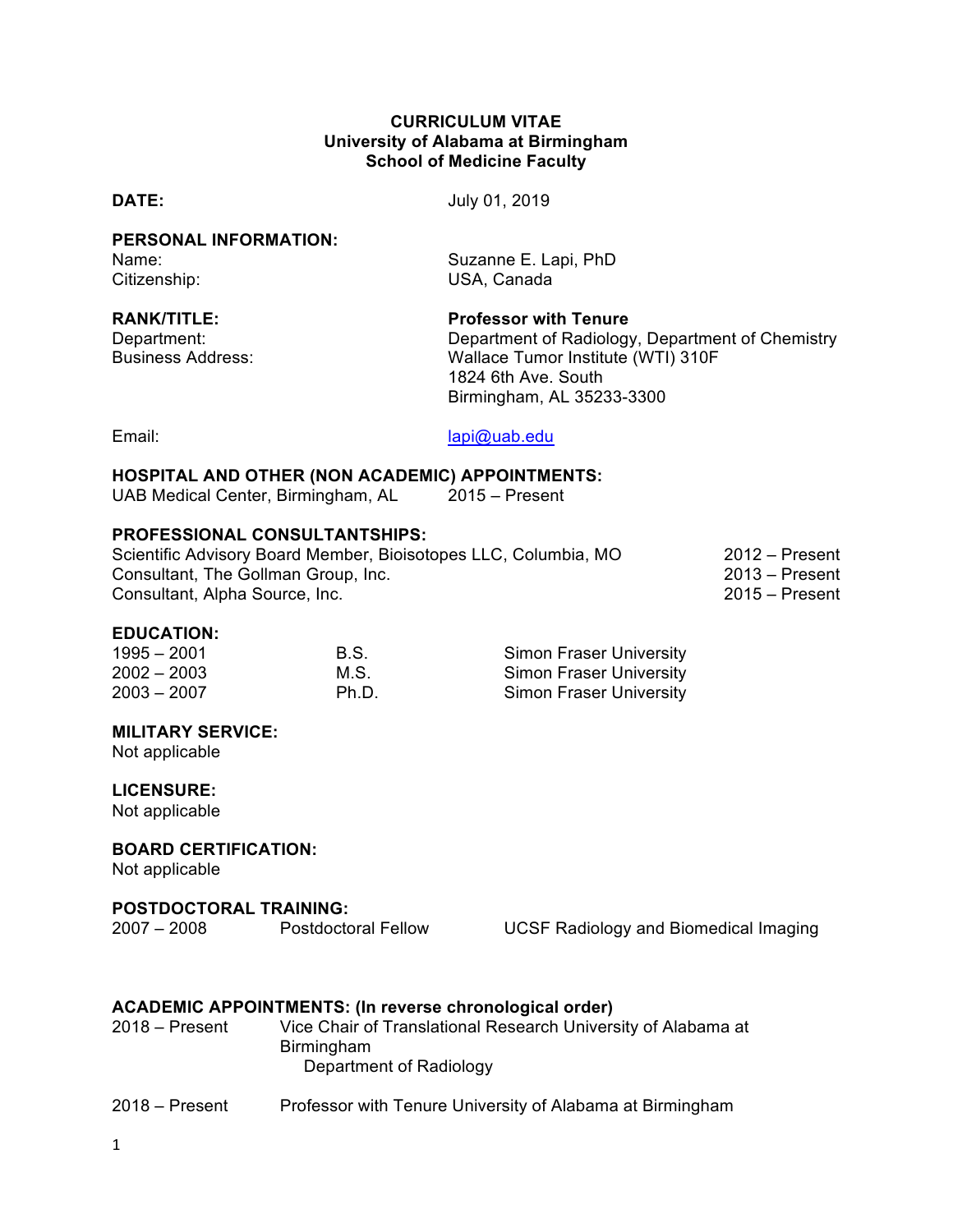# CURRICULUM VITAE
## University of Alabama at Birmingham
## School of Medicine Faculty

**DATE:** July 01, 2019

**PERSONAL INFORMATION:**

Name: Suzanne E. Lapi, PhD

Citizenship: USA, Canada

**RANK/TITLE:** **Professor with Tenure**

Department: Department of Radiology, Department of Chemistry

Business Address: Wallace Tumor Institute (WTI) 310F
1824 6th Ave. South
Birmingham, AL 35233-3300

Email: lapi@uab.edu

**HOSPITAL AND OTHER (NON ACADEMIC) APPOINTMENTS:**

UAB Medical Center, Birmingham, AL 2015 – Present

**PROFESSIONAL CONSULTANTSHIPS:**

| | |
|---|---|
| Scientific Advisory Board Member, Bioisotopes LLC, Columbia, MO | 2012 – Present |
| Consultant, The Gollman Group, Inc. | 2013 – Present |
| Consultant, Alpha Source, Inc. | 2015 – Present |

**EDUCATION:**

| | | |
|---|---|---|
| 1995 – 2001 | B.S. | Simon Fraser University |
| 2002 – 2003 | M.S. | Simon Fraser University |
| 2003 – 2007 | Ph.D. | Simon Fraser University |

**MILITARY SERVICE:**

Not applicable

**LICENSURE:**

Not applicable

**BOARD CERTIFICATION:**

Not applicable

**POSTDOCTORAL TRAINING:**

| | | |
|---|---|---|
| 2007 – 2008 | Postdoctoral Fellow | UCSF Radiology and Biomedical Imaging |

**ACADEMIC APPOINTMENTS: (In reverse chronological order)**

2018 – Present Vice Chair of Translational Research University of Alabama at Birmingham
Department of Radiology

2018 – Present Professor with Tenure University of Alabama at Birmingham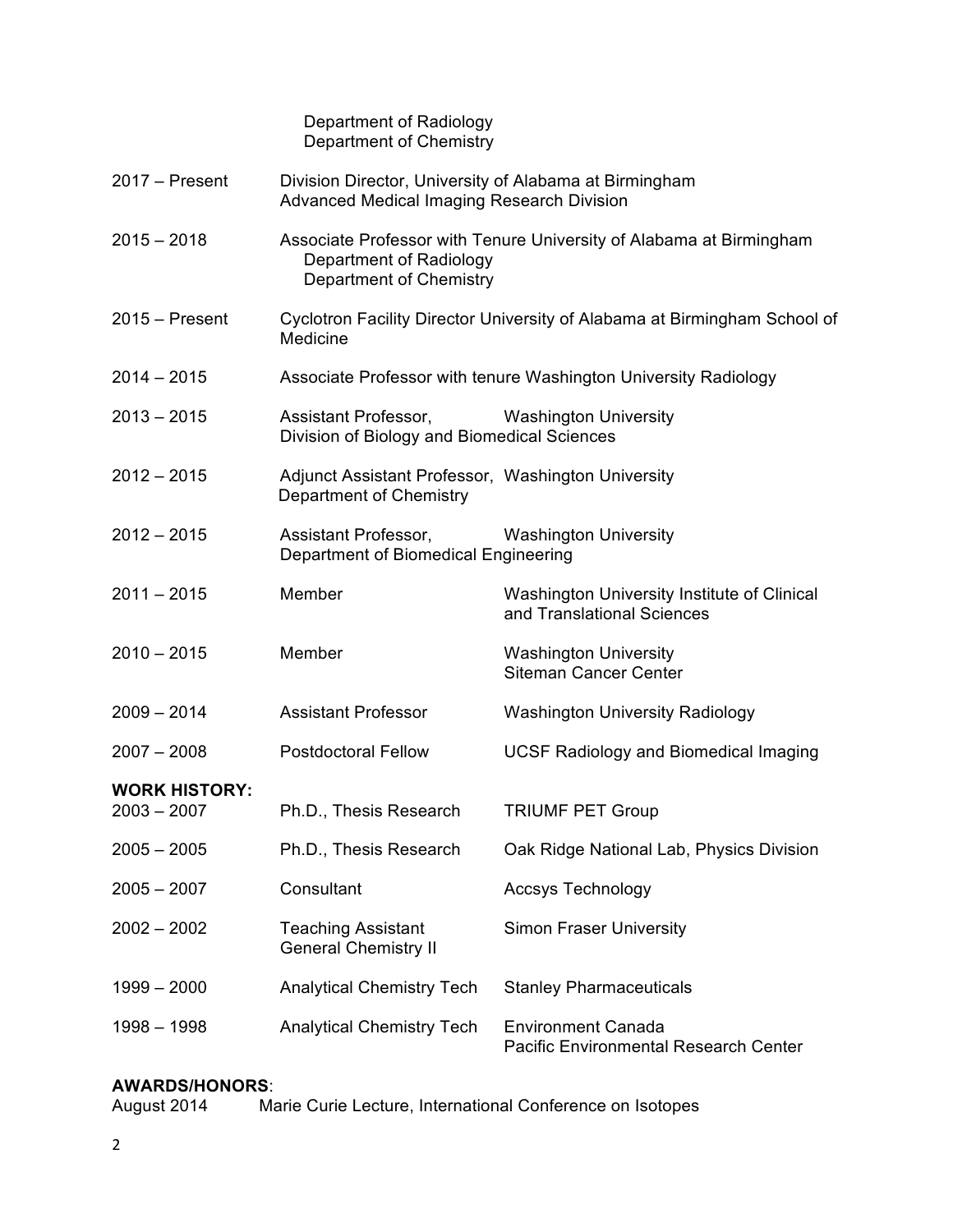Department of Radiology
Department of Chemistry

| | | |
|---|---|---|
| 2017 – Present | Division Director, University of Alabama at Birmingham Advanced Medical Imaging Research Division | |
| 2015 – 2018 | Associate Professor with Tenure University of Alabama at Birmingham Department of Radiology Department of Chemistry | |
| 2015 – Present | Cyclotron Facility Director University of Alabama at Birmingham School of Medicine | |
| 2014 – 2015 | Associate Professor with tenure Washington University Radiology | |
| 2013 – 2015 | Assistant Professor, Division of Biology and Biomedical Sciences | Washington University |
| 2012 – 2015 | Adjunct Assistant Professor, Department of Chemistry | Washington University |
| 2012 – 2015 | Assistant Professor, Department of Biomedical Engineering | Washington University |
| 2011 – 2015 | Member | Washington University Institute of Clinical and Translational Sciences |
| 2010 – 2015 | Member | Washington University Siteman Cancer Center |
| 2009 – 2014 | Assistant Professor | Washington University Radiology |
| 2007 – 2008 | Postdoctoral Fellow | UCSF Radiology and Biomedical Imaging |

**WORK HISTORY:**

| | | |
|---|---|---|
| 2003 – 2007 | Ph.D., Thesis Research | TRIUMF PET Group |
| 2005 – 2005 | Ph.D., Thesis Research | Oak Ridge National Lab, Physics Division |
| 2005 – 2007 | Consultant | Accsys Technology |
| 2002 – 2002 | Teaching Assistant General Chemistry II | Simon Fraser University |
| 1999 – 2000 | Analytical Chemistry Tech | Stanley Pharmaceuticals |
| 1998 – 1998 | Analytical Chemistry Tech | Environment Canada Pacific Environmental Research Center |

**AWARDS/HONORS**:

August 2014 Marie Curie Lecture, International Conference on Isotopes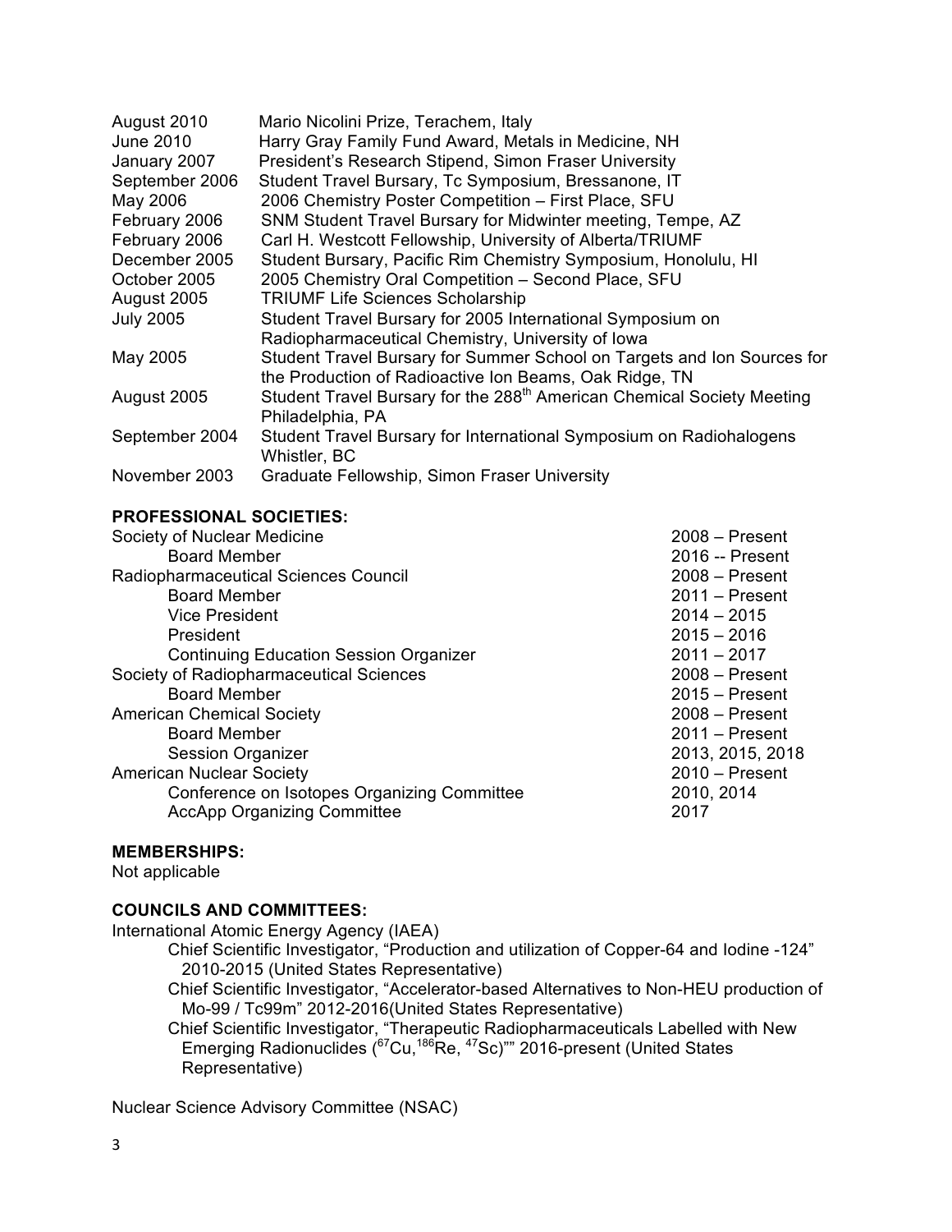| | |
|---|---|
| August 2010 | Mario Nicolini Prize, Terachem, Italy |
| June 2010 | Harry Gray Family Fund Award, Metals in Medicine, NH |
| January 2007 | President's Research Stipend, Simon Fraser University |
| September 2006 | Student Travel Bursary, Tc Symposium, Bressanone, IT |
| May 2006 | 2006 Chemistry Poster Competition – First Place, SFU |
| February 2006 | SNM Student Travel Bursary for Midwinter meeting, Tempe, AZ |
| February 2006 | Carl H. Westcott Fellowship, University of Alberta/TRIUMF |
| December 2005 | Student Bursary, Pacific Rim Chemistry Symposium, Honolulu, HI |
| October 2005 | 2005 Chemistry Oral Competition – Second Place, SFU |
| August 2005 | TRIUMF Life Sciences Scholarship |
| July 2005 | Student Travel Bursary for 2005 International Symposium on Radiopharmaceutical Chemistry, University of Iowa |
| May 2005 | Student Travel Bursary for Summer School on Targets and Ion Sources for the Production of Radioactive Ion Beams, Oak Ridge, TN |
| August 2005 | Student Travel Bursary for the 288th American Chemical Society Meeting Philadelphia, PA |
| September 2004 | Student Travel Bursary for International Symposium on Radiohalogens Whistler, BC |
| November 2003 | Graduate Fellowship, Simon Fraser University |

**PROFESSIONAL SOCIETIES:**

| | |
|---|---|
| Society of Nuclear Medicine | 2008 – Present |
| Board Member | 2016 -- Present |
| Radiopharmaceutical Sciences Council | 2008 – Present |
| Board Member | 2011 – Present |
| Vice President | 2014 – 2015 |
| President | 2015 – 2016 |
| Continuing Education Session Organizer | 2011 – 2017 |
| Society of Radiopharmaceutical Sciences | 2008 – Present |
| Board Member | 2015 – Present |
| American Chemical Society | 2008 – Present |
| Board Member | 2011 – Present |
| Session Organizer | 2013, 2015, 2018 |
| American Nuclear Society | 2010 – Present |
| Conference on Isotopes Organizing Committee | 2010, 2014 |
| AccApp Organizing Committee | 2017 |

**MEMBERSHIPS:**

Not applicable

**COUNCILS AND COMMITTEES:**

International Atomic Energy Agency (IAEA)

Chief Scientific Investigator, "Production and utilization of Copper-64 and Iodine -124" 2010-2015 (United States Representative)

Chief Scientific Investigator, "Accelerator-based Alternatives to Non-HEU production of Mo-99 / Tc99m" 2012-2016(United States Representative)

Chief Scientific Investigator, "Therapeutic Radiopharmaceuticals Labelled with New Emerging Radionuclides ($^{67}$Cu,$^{186}$Re, $^{47}$Sc)"" 2016-present (United States Representative)

Nuclear Science Advisory Committee (NSAC)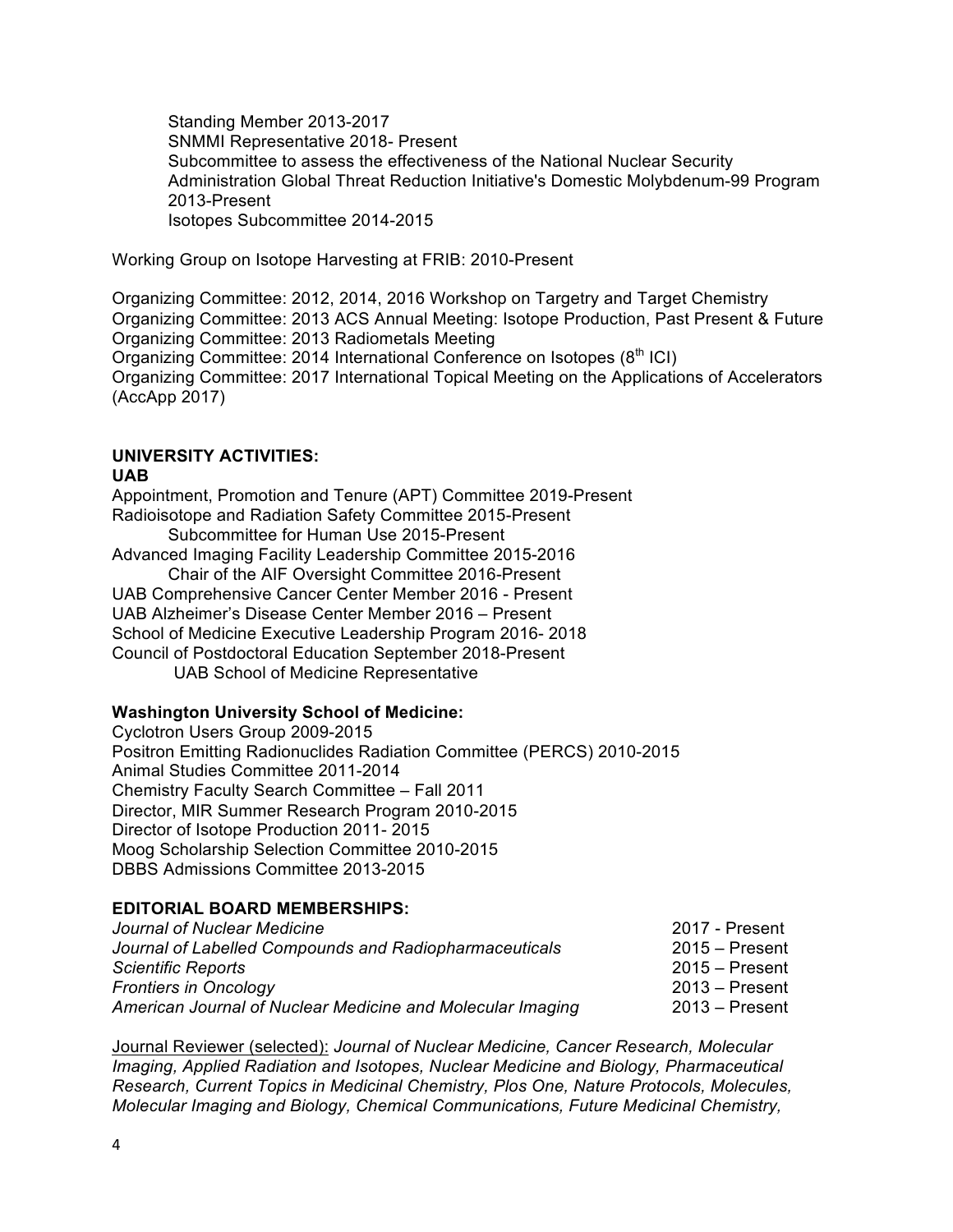Standing Member 2013-2017
SNMMI Representative 2018- Present
Subcommittee to assess the effectiveness of the National Nuclear Security Administration Global Threat Reduction Initiative's Domestic Molybdenum-99 Program 2013-Present
Isotopes Subcommittee 2014-2015

Working Group on Isotope Harvesting at FRIB: 2010-Present

Organizing Committee: 2012, 2014, 2016 Workshop on Targetry and Target Chemistry
Organizing Committee: 2013 ACS Annual Meeting: Isotope Production, Past Present & Future
Organizing Committee: 2013 Radiometals Meeting
Organizing Committee: 2014 International Conference on Isotopes (8th ICI)
Organizing Committee: 2017 International Topical Meeting on the Applications of Accelerators (AccApp 2017)

**UNIVERSITY ACTIVITIES:**
**UAB**
Appointment, Promotion and Tenure (APT) Committee 2019-Present
Radioisotope and Radiation Safety Committee 2015-Present
Subcommittee for Human Use 2015-Present
Advanced Imaging Facility Leadership Committee 2015-2016
Chair of the AIF Oversight Committee 2016-Present
UAB Comprehensive Cancer Center Member 2016 - Present
UAB Alzheimer's Disease Center Member 2016 – Present
School of Medicine Executive Leadership Program 2016- 2018
Council of Postdoctoral Education September 2018-Present
UAB School of Medicine Representative

**Washington University School of Medicine:**
Cyclotron Users Group 2009-2015
Positron Emitting Radionuclides Radiation Committee (PERCS) 2010-2015
Animal Studies Committee 2011-2014
Chemistry Faculty Search Committee – Fall 2011
Director, MIR Summer Research Program 2010-2015
Director of Isotope Production 2011- 2015
Moog Scholarship Selection Committee 2010-2015
DBBS Admissions Committee 2013-2015

**EDITORIAL BOARD MEMBERSHIPS:**

| | |
|---|---|
| *Journal of Nuclear Medicine* | 2017 - Present |
| *Journal of Labelled Compounds and Radiopharmaceuticals* | 2015 – Present |
| *Scientific Reports* | 2015 – Present |
| *Frontiers in Oncology* | 2013 – Present |
| *American Journal of Nuclear Medicine and Molecular Imaging* | 2013 – Present |

Journal Reviewer (selected): *Journal of Nuclear Medicine, Cancer Research, Molecular Imaging, Applied Radiation and Isotopes, Nuclear Medicine and Biology, Pharmaceutical Research, Current Topics in Medicinal Chemistry, Plos One, Nature Protocols, Molecules, Molecular Imaging and Biology, Chemical Communications, Future Medicinal Chemistry,*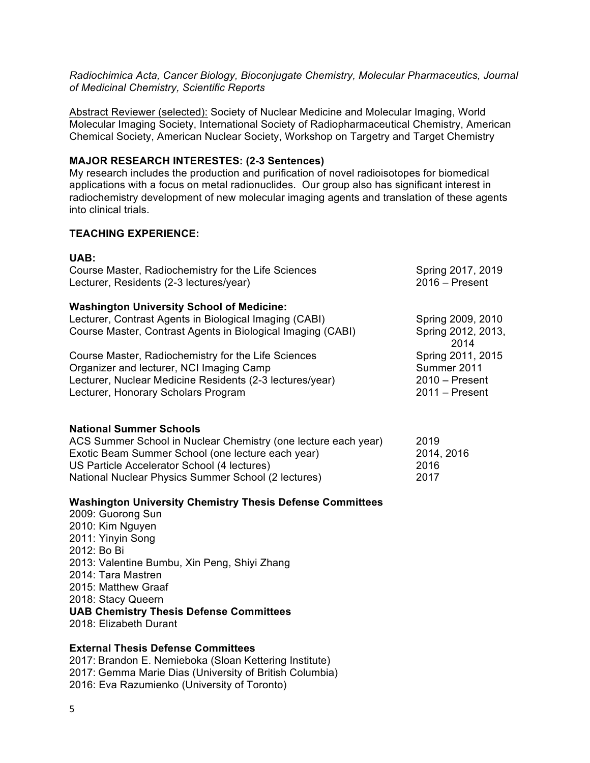*Radiochimica Acta, Cancer Biology, Bioconjugate Chemistry, Molecular Pharmaceutics, Journal of Medicinal Chemistry, Scientific Reports*

Abstract Reviewer (selected): Society of Nuclear Medicine and Molecular Imaging, World Molecular Imaging Society, International Society of Radiopharmaceutical Chemistry, American Chemical Society, American Nuclear Society, Workshop on Targetry and Target Chemistry

**MAJOR RESEARCH INTERESTES: (2-3 Sentences)**

My research includes the production and purification of novel radioisotopes for biomedical applications with a focus on metal radionuclides. Our group also has significant interest in radiochemistry development of new molecular imaging agents and translation of these agents into clinical trials.

**TEACHING EXPERIENCE:**

**UAB:**

| | |
|---|---|
| Course Master, Radiochemistry for the Life Sciences | Spring 2017, 2019 |
| Lecturer, Residents (2-3 lectures/year) | 2016 – Present |

**Washington University School of Medicine:**

| | |
|---|---|
| Lecturer, Contrast Agents in Biological Imaging (CABI) | Spring 2009, 2010 |
| Course Master, Contrast Agents in Biological Imaging (CABI) | Spring 2012, 2013, 2014 |
| Course Master, Radiochemistry for the Life Sciences | Spring 2011, 2015 |
| Organizer and lecturer, NCI Imaging Camp | Summer 2011 |
| Lecturer, Nuclear Medicine Residents (2-3 lectures/year) | 2010 – Present |
| Lecturer, Honorary Scholars Program | 2011 – Present |

**National Summer Schools**

| | |
|---|---|
| ACS Summer School in Nuclear Chemistry (one lecture each year) | 2019 |
| Exotic Beam Summer School (one lecture each year) | 2014, 2016 |
| US Particle Accelerator School (4 lectures) | 2016 |
| National Nuclear Physics Summer School (2 lectures) | 2017 |

**Washington University Chemistry Thesis Defense Committees**

2009: Guorong Sun
2010: Kim Nguyen
2011: Yinyin Song
2012: Bo Bi
2013: Valentine Bumbu, Xin Peng, Shiyi Zhang
2014: Tara Mastren
2015: Matthew Graaf
2018: Stacy Queern

**UAB Chemistry Thesis Defense Committees**

2018: Elizabeth Durant

**External Thesis Defense Committees**

2017: Brandon E. Nemieboka (Sloan Kettering Institute)
2017: Gemma Marie Dias (University of British Columbia)
2016: Eva Razumienko (University of Toronto)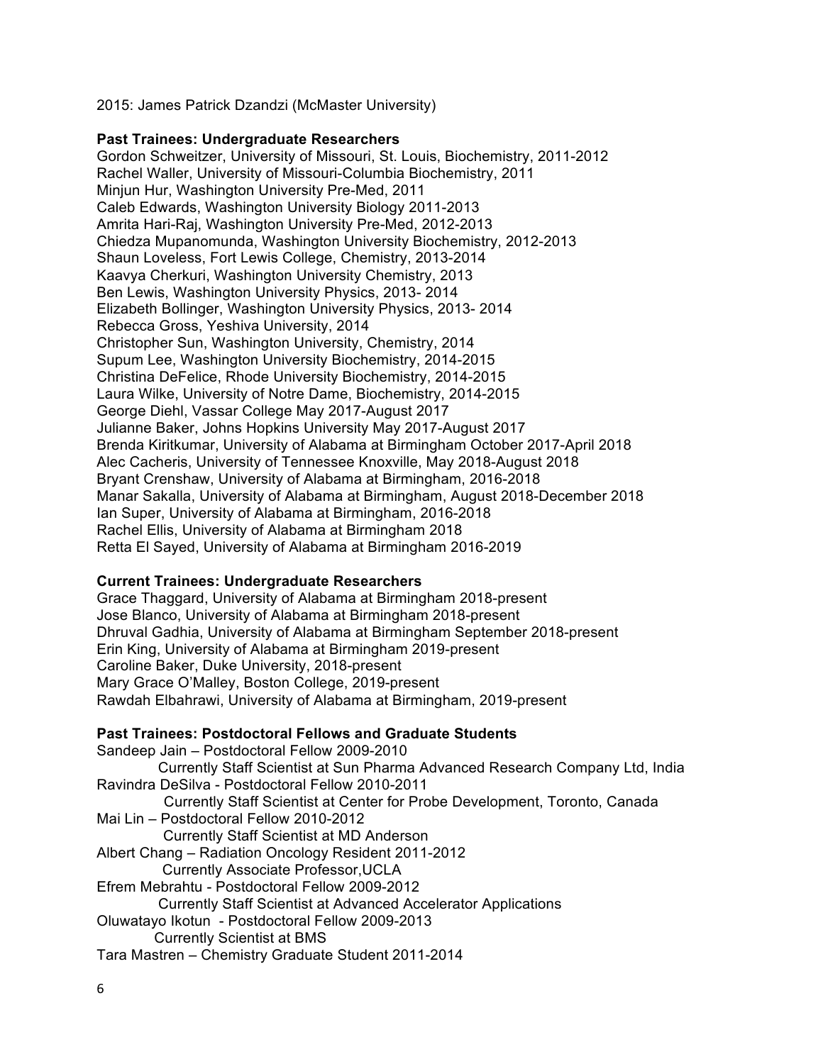2015: James Patrick Dzandzi (McMaster University)

**Past Trainees: Undergraduate Researchers**

Gordon Schweitzer, University of Missouri, St. Louis, Biochemistry, 2011-2012
Rachel Waller, University of Missouri-Columbia Biochemistry, 2011
Minjun Hur, Washington University Pre-Med, 2011
Caleb Edwards, Washington University Biology 2011-2013
Amrita Hari-Raj, Washington University Pre-Med, 2012-2013
Chiedza Mupanomunda, Washington University Biochemistry, 2012-2013
Shaun Loveless, Fort Lewis College, Chemistry, 2013-2014
Kaavya Cherkuri, Washington University Chemistry, 2013
Ben Lewis, Washington University Physics, 2013- 2014
Elizabeth Bollinger, Washington University Physics, 2013- 2014
Rebecca Gross, Yeshiva University, 2014
Christopher Sun, Washington University, Chemistry, 2014
Supum Lee, Washington University Biochemistry, 2014-2015
Christina DeFelice, Rhode University Biochemistry, 2014-2015
Laura Wilke, University of Notre Dame, Biochemistry, 2014-2015
George Diehl, Vassar College May 2017-August 2017
Julianne Baker, Johns Hopkins University May 2017-August 2017
Brenda Kiritkumar, University of Alabama at Birmingham October 2017-April 2018
Alec Cacheris, University of Tennessee Knoxville, May 2018-August 2018
Bryant Crenshaw, University of Alabama at Birmingham, 2016-2018
Manar Sakalla, University of Alabama at Birmingham, August 2018-December 2018
Ian Super, University of Alabama at Birmingham, 2016-2018
Rachel Ellis, University of Alabama at Birmingham 2018
Retta El Sayed, University of Alabama at Birmingham 2016-2019

**Current Trainees: Undergraduate Researchers**

Grace Thaggard, University of Alabama at Birmingham 2018-present
Jose Blanco, University of Alabama at Birmingham 2018-present
Dhruval Gadhia, University of Alabama at Birmingham September 2018-present
Erin King, University of Alabama at Birmingham 2019-present
Caroline Baker, Duke University, 2018-present
Mary Grace O'Malley, Boston College, 2019-present
Rawdah Elbahrawi, University of Alabama at Birmingham, 2019-present

**Past Trainees: Postdoctoral Fellows and Graduate Students**

Sandeep Jain – Postdoctoral Fellow 2009-2010
 Currently Staff Scientist at Sun Pharma Advanced Research Company Ltd, India
Ravindra DeSilva - Postdoctoral Fellow 2010-2011
 Currently Staff Scientist at Center for Probe Development, Toronto, Canada
Mai Lin – Postdoctoral Fellow 2010-2012
 Currently Staff Scientist at MD Anderson
Albert Chang – Radiation Oncology Resident 2011-2012
 Currently Associate Professor,UCLA
Efrem Mebrahtu - Postdoctoral Fellow 2009-2012
 Currently Staff Scientist at Advanced Accelerator Applications
Oluwatayo Ikotun - Postdoctoral Fellow 2009-2013
 Currently Scientist at BMS
Tara Mastren – Chemistry Graduate Student 2011-2014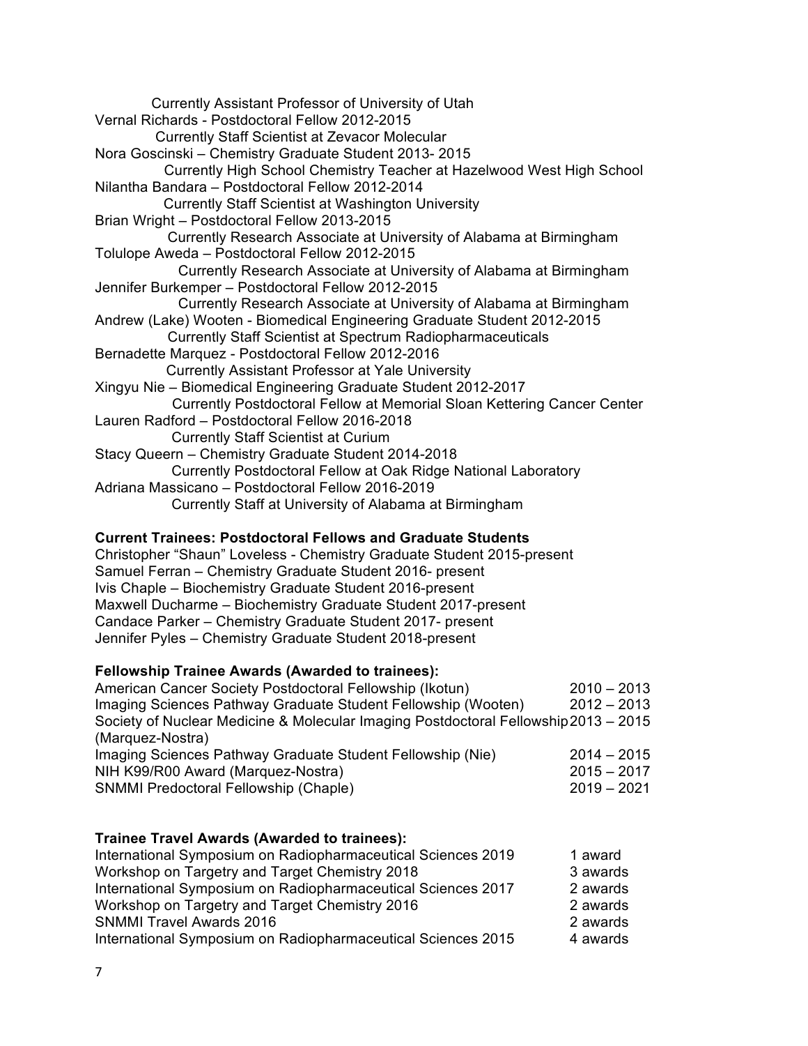Currently Assistant Professor of University of Utah

Vernal Richards - Postdoctoral Fellow 2012-2015
    Currently Staff Scientist at Zevacor Molecular

Nora Goscinski – Chemistry Graduate Student 2013- 2015
    Currently High School Chemistry Teacher at Hazelwood West High School

Nilantha Bandara – Postdoctoral Fellow 2012-2014
    Currently Staff Scientist at Washington University

Brian Wright – Postdoctoral Fellow 2013-2015
    Currently Research Associate at University of Alabama at Birmingham

Tolulope Aweda – Postdoctoral Fellow 2012-2015
    Currently Research Associate at University of Alabama at Birmingham

Jennifer Burkemper – Postdoctoral Fellow 2012-2015
    Currently Research Associate at University of Alabama at Birmingham

Andrew (Lake) Wooten - Biomedical Engineering Graduate Student 2012-2015
    Currently Staff Scientist at Spectrum Radiopharmaceuticals

Bernadette Marquez - Postdoctoral Fellow 2012-2016
    Currently Assistant Professor at Yale University

Xingyu Nie – Biomedical Engineering Graduate Student 2012-2017
    Currently Postdoctoral Fellow at Memorial Sloan Kettering Cancer Center

Lauren Radford – Postdoctoral Fellow 2016-2018
    Currently Staff Scientist at Curium

Stacy Queern – Chemistry Graduate Student 2014-2018
    Currently Postdoctoral Fellow at Oak Ridge National Laboratory

Adriana Massicano – Postdoctoral Fellow 2016-2019
    Currently Staff at University of Alabama at Birmingham

**Current Trainees: Postdoctoral Fellows and Graduate Students**

Christopher "Shaun" Loveless - Chemistry Graduate Student 2015-present
Samuel Ferran – Chemistry Graduate Student 2016- present
Ivis Chaple – Biochemistry Graduate Student 2016-present
Maxwell Ducharme – Biochemistry Graduate Student 2017-present
Candace Parker – Chemistry Graduate Student 2017- present
Jennifer Pyles – Chemistry Graduate Student 2018-present

**Fellowship Trainee Awards (Awarded to trainees):**

| | |
|---|---|
| American Cancer Society Postdoctoral Fellowship (Ikotun) | 2010 – 2013 |
| Imaging Sciences Pathway Graduate Student Fellowship (Wooten) | 2012 – 2013 |
| Society of Nuclear Medicine & Molecular Imaging Postdoctoral Fellowship (Marquez-Nostra) | 2013 – 2015 |
| Imaging Sciences Pathway Graduate Student Fellowship (Nie) | 2014 – 2015 |
| NIH K99/R00 Award (Marquez-Nostra) | 2015 – 2017 |
| SNMMI Predoctoral Fellowship (Chaple) | 2019 – 2021 |

**Trainee Travel Awards (Awarded to trainees):**

| | |
|---|---|
| International Symposium on Radiopharmaceutical Sciences 2019 | 1 award |
| Workshop on Targetry and Target Chemistry 2018 | 3 awards |
| International Symposium on Radiopharmaceutical Sciences 2017 | 2 awards |
| Workshop on Targetry and Target Chemistry 2016 | 2 awards |
| SNMMI Travel Awards 2016 | 2 awards |
| International Symposium on Radiopharmaceutical Sciences 2015 | 4 awards |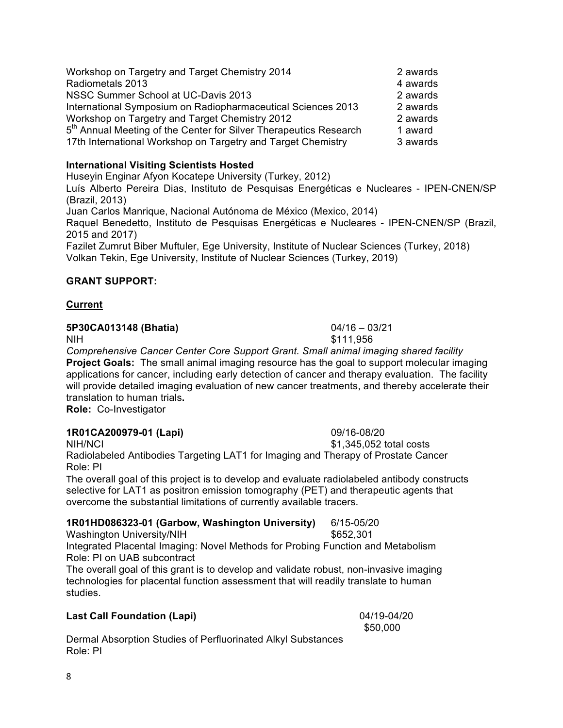| | |
|---|---|
| Workshop on Targetry and Target Chemistry 2014 | 2 awards |
| Radiometals 2013 | 4 awards |
| NSSC Summer School at UC-Davis 2013 | 2 awards |
| International Symposium on Radiopharmaceutical Sciences 2013 | 2 awards |
| Workshop on Targetry and Target Chemistry 2012 | 2 awards |
| 5th Annual Meeting of the Center for Silver Therapeutics Research | 1 award |
| 17th International Workshop on Targetry and Target Chemistry | 3 awards |

**International Visiting Scientists Hosted**

Huseyin Enginar Afyon Kocatepe University (Turkey, 2012)
Luís Alberto Pereira Dias, Instituto de Pesquisas Energéticas e Nucleares - IPEN-CNEN/SP (Brazil, 2013)
Juan Carlos Manrique, Nacional Autónoma de México (Mexico, 2014)
Raquel Benedetto, Instituto de Pesquisas Energéticas e Nucleares - IPEN-CNEN/SP (Brazil, 2015 and 2017)
Fazilet Zumrut Biber Muftuler, Ege University, Institute of Nuclear Sciences (Turkey, 2018)
Volkan Tekin, Ege University, Institute of Nuclear Sciences (Turkey, 2019)

**GRANT SUPPORT:**

**Current**

**5P30CA013148 (Bhatia)** 04/16 – 03/21
NIH $111,956
*Comprehensive Cancer Center Core Support Grant. Small animal imaging shared facility*
**Project Goals:** The small animal imaging resource has the goal to support molecular imaging applications for cancer, including early detection of cancer and therapy evaluation. The facility will provide detailed imaging evaluation of new cancer treatments, and thereby accelerate their translation to human trials**.**
**Role:** Co-Investigator

**1R01CA200979-01 (Lapi)** 09/16-08/20
NIH/NCI $1,345,052 total costs
Radiolabeled Antibodies Targeting LAT1 for Imaging and Therapy of Prostate Cancer
Role: PI
The overall goal of this project is to develop and evaluate radiolabeled antibody constructs selective for LAT1 as positron emission tomography (PET) and therapeutic agents that overcome the substantial limitations of currently available tracers.

**1R01HD086323-01 (Garbow, Washington University)** 6/15-05/20
Washington University/NIH $652,301
Integrated Placental Imaging: Novel Methods for Probing Function and Metabolism
Role: PI on UAB subcontract
The overall goal of this grant is to develop and validate robust, non-invasive imaging technologies for placental function assessment that will readily translate to human studies.

**Last Call Foundation (Lapi)** 04/19-04/20
$50,000
Dermal Absorption Studies of Perfluorinated Alkyl Substances
Role: PI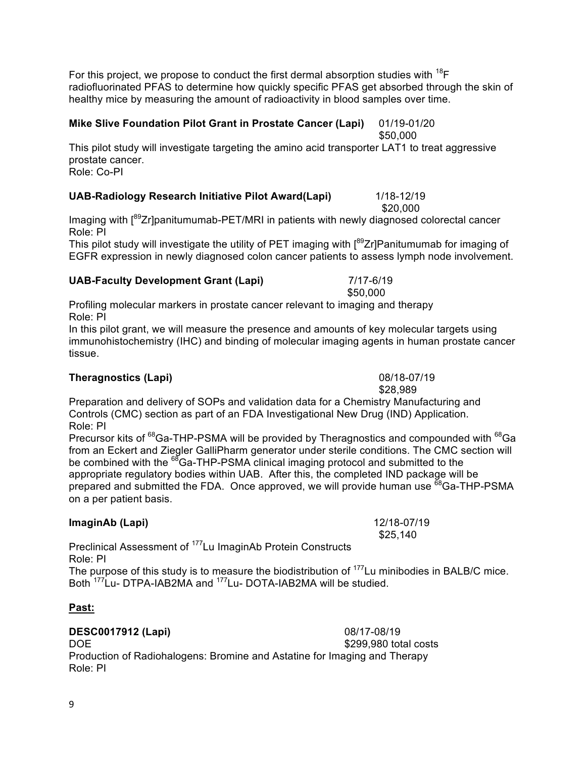For this project, we propose to conduct the first dermal absorption studies with $^{18}F$ radiofluorinated PFAS to determine how quickly specific PFAS get absorbed through the skin of healthy mice by measuring the amount of radioactivity in blood samples over time.

**Mike Slive Foundation Pilot Grant in Prostate Cancer (Lapi)** 01/19-01/20
$50,000

This pilot study will investigate targeting the amino acid transporter LAT1 to treat aggressive prostate cancer.
Role: Co-PI

**UAB-Radiology Research Initiative Pilot Award(Lapi)** 1/18-12/19
$20,000

Imaging with [$^{89}Zr$]panitumumab-PET/MRI in patients with newly diagnosed colorectal cancer
Role: PI
This pilot study will investigate the utility of PET imaging with [$^{89}Zr$]Panitumumab for imaging of EGFR expression in newly diagnosed colon cancer patients to assess lymph node involvement.

**UAB-Faculty Development Grant (Lapi)** 7/17-6/19
$50,000

Profiling molecular markers in prostate cancer relevant to imaging and therapy
Role: PI
In this pilot grant, we will measure the presence and amounts of key molecular targets using immunohistochemistry (IHC) and binding of molecular imaging agents in human prostate cancer tissue.

**Theragnostics (Lapi)** 08/18-07/19
$28,989

Preparation and delivery of SOPs and validation data for a Chemistry Manufacturing and Controls (CMC) section as part of an FDA Investigational New Drug (IND) Application.
Role: PI
Precursor kits of $^{68}Ga$-THP-PSMA will be provided by Theragnostics and compounded with $^{68}Ga$ from an Eckert and Ziegler GalliPharm generator under sterile conditions. The CMC section will be combined with the $^{68}Ga$-THP-PSMA clinical imaging protocol and submitted to the appropriate regulatory bodies within UAB. After this, the completed IND package will be prepared and submitted the FDA. Once approved, we will provide human use $^{68}Ga$-THP-PSMA on a per patient basis.

**ImaginAb (Lapi)** 12/18-07/19
$25,140

Preclinical Assessment of $^{177}Lu$ ImaginAb Protein Constructs
Role: PI
The purpose of this study is to measure the biodistribution of $^{177}Lu$ minibodies in BALB/C mice. Both $^{177}Lu$- DTPA-IAB2MA and $^{177}Lu$- DOTA-IAB2MA will be studied.

**Past:**

**DESC0017912 (Lapi)** 08/17-08/19
DOE $299,980 total costs
Production of Radiohalogens: Bromine and Astatine for Imaging and Therapy
Role: PI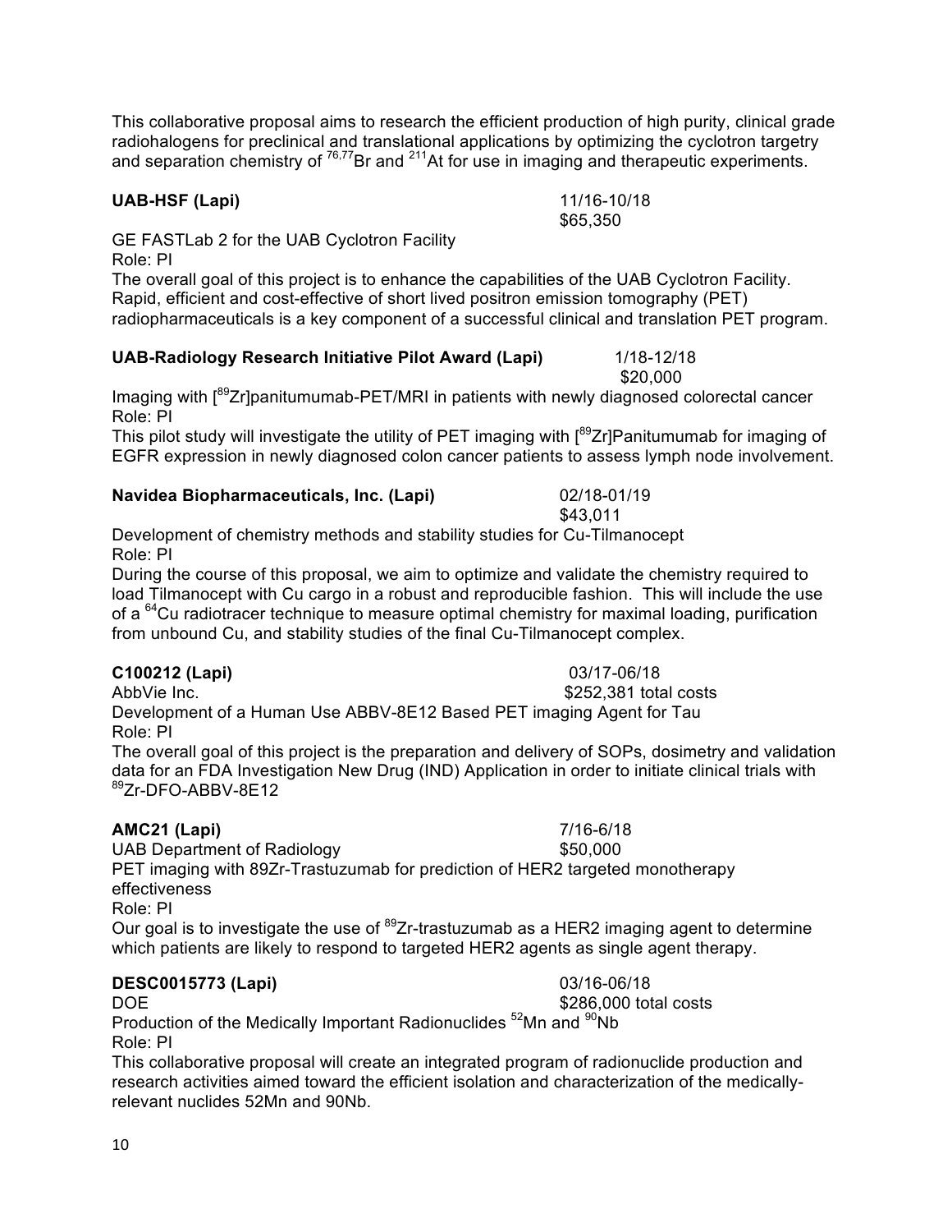This collaborative proposal aims to research the efficient production of high purity, clinical grade radiohalogens for preclinical and translational applications by optimizing the cyclotron targetry and separation chemistry of $^{76,77}$Br and $^{211}$At for use in imaging and therapeutic experiments.

**UAB-HSF (Lapi)** 11/16-10/18
$65,350

GE FASTLab 2 for the UAB Cyclotron Facility
Role: PI
The overall goal of this project is to enhance the capabilities of the UAB Cyclotron Facility. Rapid, efficient and cost-effective of short lived positron emission tomography (PET) radiopharmaceuticals is a key component of a successful clinical and translation PET program.

**UAB-Radiology Research Initiative Pilot Award (Lapi)** 1/18-12/18
$20,000

Imaging with [$^{89}$Zr]panitumumab-PET/MRI in patients with newly diagnosed colorectal cancer
Role: PI
This pilot study will investigate the utility of PET imaging with [$^{89}$Zr]Panitumumab for imaging of EGFR expression in newly diagnosed colon cancer patients to assess lymph node involvement.

**Navidea Biopharmaceuticals, Inc. (Lapi)** 02/18-01/19
$43,011

Development of chemistry methods and stability studies for Cu-Tilmanocept
Role: PI
During the course of this proposal, we aim to optimize and validate the chemistry required to load Tilmanocept with Cu cargo in a robust and reproducible fashion. This will include the use of a $^{64}$Cu radiotracer technique to measure optimal chemistry for maximal loading, purification from unbound Cu, and stability studies of the final Cu-Tilmanocept complex.

**C100212 (Lapi)** 03/17-06/18
AbbVie Inc. $252,381 total costs
Development of a Human Use ABBV-8E12 Based PET imaging Agent for Tau
Role: PI
The overall goal of this project is the preparation and delivery of SOPs, dosimetry and validation data for an FDA Investigation New Drug (IND) Application in order to initiate clinical trials with $^{89}$Zr-DFO-ABBV-8E12

**AMC21 (Lapi)** 7/16-6/18
UAB Department of Radiology $50,000
PET imaging with 89Zr-Trastuzumab for prediction of HER2 targeted monotherapy effectiveness
Role: PI
Our goal is to investigate the use of $^{89}$Zr-trastuzumab as a HER2 imaging agent to determine which patients are likely to respond to targeted HER2 agents as single agent therapy.

**DESC0015773 (Lapi)** 03/16-06/18
DOE $286,000 total costs
Production of the Medically Important Radionuclides $^{52}$Mn and $^{90}$Nb
Role: PI
This collaborative proposal will create an integrated program of radionuclide production and research activities aimed toward the efficient isolation and characterization of the medically-relevant nuclides 52Mn and 90Nb.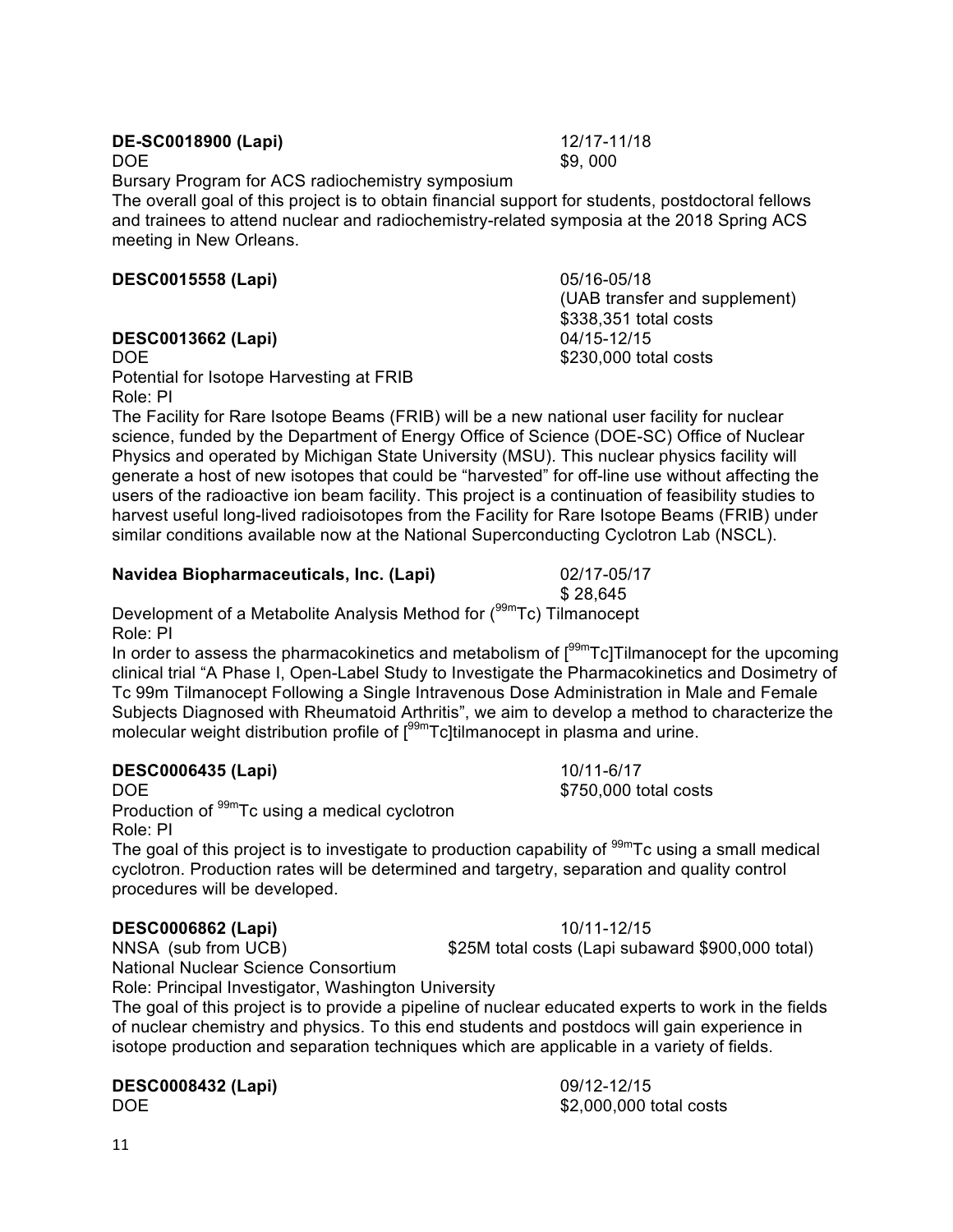**DE-SC0018900 (Lapi)** 12/17-11/18
DOE $9, 000
Bursary Program for ACS radiochemistry symposium
The overall goal of this project is to obtain financial support for students, postdoctoral fellows and trainees to attend nuclear and radiochemistry-related symposia at the 2018 Spring ACS meeting in New Orleans.

**DESC0015558 (Lapi)** 05/16-05/18
(UAB transfer and supplement)
$338,351 total costs

**DESC0013662 (Lapi)** 04/15-12/15
DOE $230,000 total costs
Potential for Isotope Harvesting at FRIB
Role: PI
The Facility for Rare Isotope Beams (FRIB) will be a new national user facility for nuclear science, funded by the Department of Energy Office of Science (DOE-SC) Office of Nuclear Physics and operated by Michigan State University (MSU). This nuclear physics facility will generate a host of new isotopes that could be "harvested" for off-line use without affecting the users of the radioactive ion beam facility. This project is a continuation of feasibility studies to harvest useful long-lived radioisotopes from the Facility for Rare Isotope Beams (FRIB) under similar conditions available now at the National Superconducting Cyclotron Lab (NSCL).

**Navidea Biopharmaceuticals, Inc. (Lapi)** 02/17-05/17
$ 28,645
Development of a Metabolite Analysis Method for ($^{99m}$Tc) Tilmanocept
Role: PI
In order to assess the pharmacokinetics and metabolism of [$^{99m}$Tc]Tilmanocept for the upcoming clinical trial "A Phase I, Open-Label Study to Investigate the Pharmacokinetics and Dosimetry of Tc 99m Tilmanocept Following a Single Intravenous Dose Administration in Male and Female Subjects Diagnosed with Rheumatoid Arthritis", we aim to develop a method to characterize the molecular weight distribution profile of [$^{99m}$Tc]tilmanocept in plasma and urine.

**DESC0006435 (Lapi)** 10/11-6/17
DOE $750,000 total costs
Production of $^{99m}$Tc using a medical cyclotron
Role: PI
The goal of this project is to investigate to production capability of $^{99m}$Tc using a small medical cyclotron. Production rates will be determined and targetry, separation and quality control procedures will be developed.

**DESC0006862 (Lapi)** 10/11-12/15
NNSA (sub from UCB) $25M total costs (Lapi subaward $900,000 total)
National Nuclear Science Consortium
Role: Principal Investigator, Washington University
The goal of this project is to provide a pipeline of nuclear educated experts to work in the fields of nuclear chemistry and physics. To this end students and postdocs will gain experience in isotope production and separation techniques which are applicable in a variety of fields.

**DESC0008432 (Lapi)** 09/12-12/15
DOE $2,000,000 total costs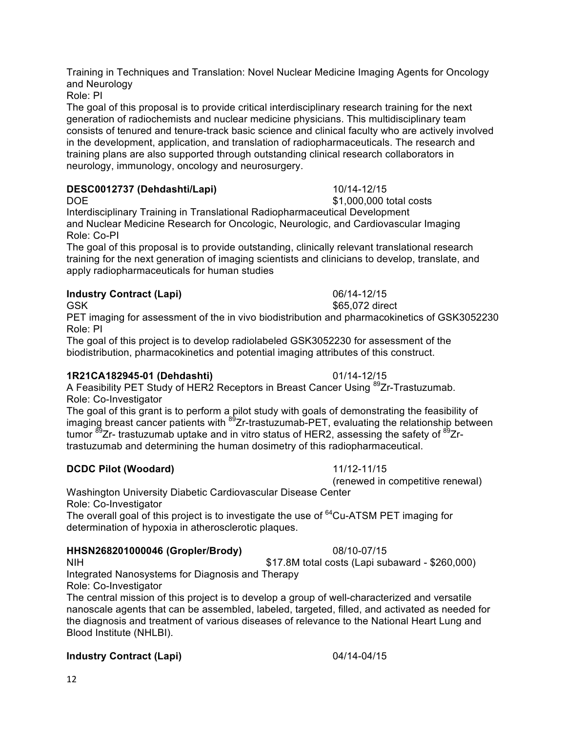Training in Techniques and Translation: Novel Nuclear Medicine Imaging Agents for Oncology and Neurology
Role: PI
The goal of this proposal is to provide critical interdisciplinary research training for the next generation of radiochemists and nuclear medicine physicians. This multidisciplinary team consists of tenured and tenure-track basic science and clinical faculty who are actively involved in the development, application, and translation of radiopharmaceuticals. The research and training plans are also supported through outstanding clinical research collaborators in neurology, immunology, oncology and neurosurgery.

**DESC0012737 (Dehdashti/Lapi)** 10/14-12/15
DOE $1,000,000 total costs
Interdisciplinary Training in Translational Radiopharmaceutical Development and Nuclear Medicine Research for Oncologic, Neurologic, and Cardiovascular Imaging
Role: Co-PI
The goal of this proposal is to provide outstanding, clinically relevant translational research training for the next generation of imaging scientists and clinicians to develop, translate, and apply radiopharmaceuticals for human studies

**Industry Contract (Lapi)** 06/14-12/15
GSK $65,072 direct
PET imaging for assessment of the in vivo biodistribution and pharmacokinetics of GSK3052230
Role: PI
The goal of this project is to develop radiolabeled GSK3052230 for assessment of the biodistribution, pharmacokinetics and potential imaging attributes of this construct.

**1R21CA182945-01 (Dehdashti)** 01/14-12/15
A Feasibility PET Study of HER2 Receptors in Breast Cancer Using $^{89}$Zr-Trastuzumab.
Role: Co-Investigator
The goal of this grant is to perform a pilot study with goals of demonstrating the feasibility of imaging breast cancer patients with $^{89}$Zr-trastuzumab-PET, evaluating the relationship between tumor $^{89}$Zr- trastuzumab uptake and in vitro status of HER2, assessing the safety of $^{89}$Zr-trastuzumab and determining the human dosimetry of this radiopharmaceutical.

**DCDC Pilot (Woodard)** 11/12-11/15
(renewed in competitive renewal)
Washington University Diabetic Cardiovascular Disease Center
Role: Co-Investigator
The overall goal of this project is to investigate the use of $^{64}$Cu-ATSM PET imaging for determination of hypoxia in atherosclerotic plaques.

**HHSN268201000046 (Gropler/Brody)** 08/10-07/15
NIH $17.8M total costs (Lapi subaward - $260,000)
Integrated Nanosystems for Diagnosis and Therapy
Role: Co-Investigator
The central mission of this project is to develop a group of well-characterized and versatile nanoscale agents that can be assembled, labeled, targeted, filled, and activated as needed for the diagnosis and treatment of various diseases of relevance to the National Heart Lung and Blood Institute (NHLBI).

**Industry Contract (Lapi)** 04/14-04/15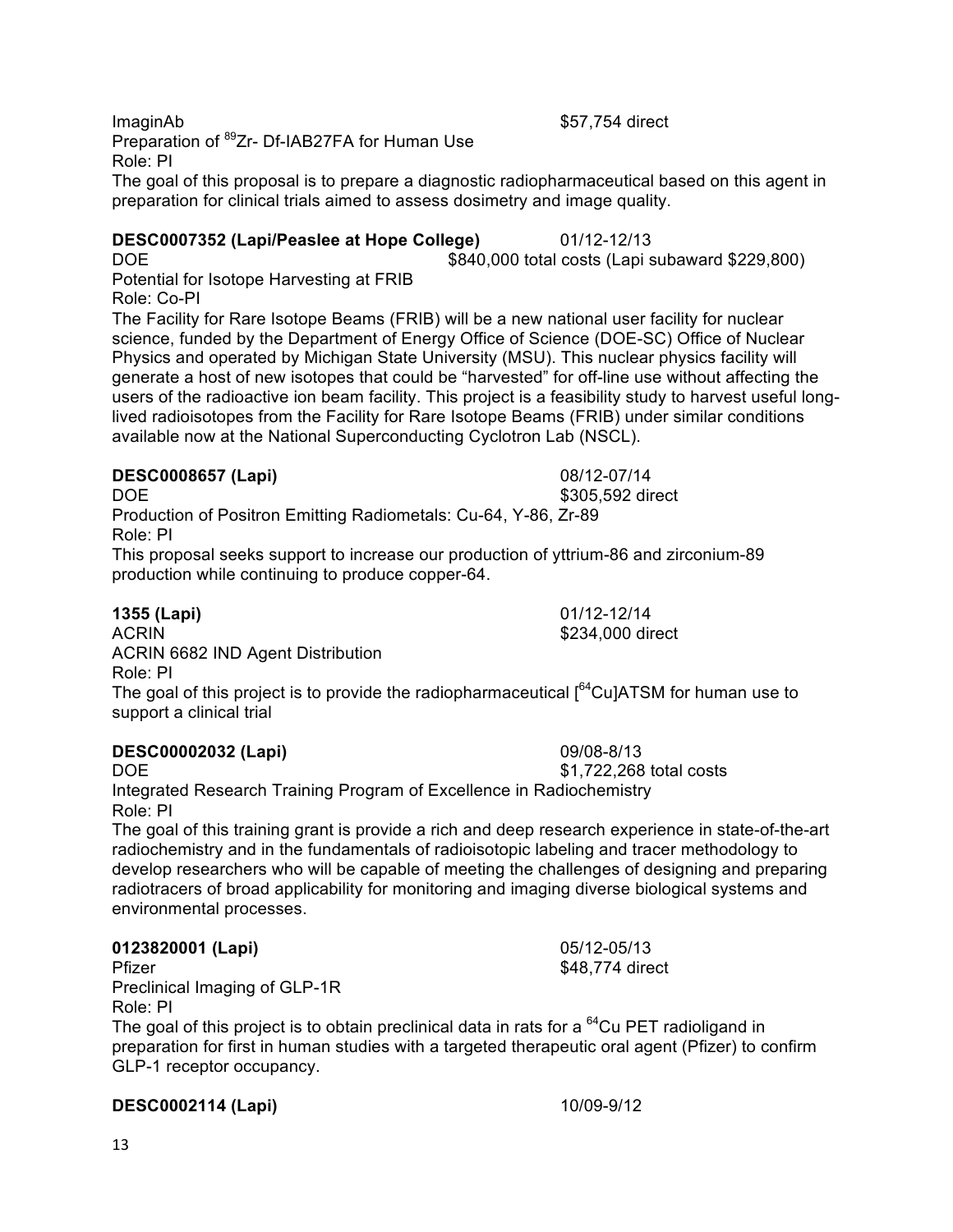ImaginAb $57,754 direct
Preparation of $^{89}$Zr- Df-IAB27FA for Human Use
Role: PI
The goal of this proposal is to prepare a diagnostic radiopharmaceutical based on this agent in preparation for clinical trials aimed to assess dosimetry and image quality.

**DESC0007352 (Lapi/Peaslee at Hope College)** 01/12-12/13
DOE $840,000 total costs (Lapi subaward $229,800)
Potential for Isotope Harvesting at FRIB
Role: Co-PI
The Facility for Rare Isotope Beams (FRIB) will be a new national user facility for nuclear science, funded by the Department of Energy Office of Science (DOE-SC) Office of Nuclear Physics and operated by Michigan State University (MSU). This nuclear physics facility will generate a host of new isotopes that could be "harvested" for off-line use without affecting the users of the radioactive ion beam facility. This project is a feasibility study to harvest useful long-lived radioisotopes from the Facility for Rare Isotope Beams (FRIB) under similar conditions available now at the National Superconducting Cyclotron Lab (NSCL).

**DESC0008657 (Lapi)** 08/12-07/14
DOE $305,592 direct
Production of Positron Emitting Radiometals: Cu-64, Y-86, Zr-89
Role: PI
This proposal seeks support to increase our production of yttrium-86 and zirconium-89 production while continuing to produce copper-64.

**1355 (Lapi)** 01/12-12/14
ACRIN $234,000 direct
ACRIN 6682 IND Agent Distribution
Role: PI
The goal of this project is to provide the radiopharmaceutical [$^{64}$Cu]ATSM for human use to support a clinical trial

**DESC00002032 (Lapi)** 09/08-8/13
DOE $1,722,268 total costs
Integrated Research Training Program of Excellence in Radiochemistry
Role: PI
The goal of this training grant is provide a rich and deep research experience in state-of-the-art radiochemistry and in the fundamentals of radioisotopic labeling and tracer methodology to develop researchers who will be capable of meeting the challenges of designing and preparing radiotracers of broad applicability for monitoring and imaging diverse biological systems and environmental processes.

**0123820001 (Lapi)** 05/12-05/13
Pfizer $48,774 direct
Preclinical Imaging of GLP-1R
Role: PI
The goal of this project is to obtain preclinical data in rats for a $^{64}$Cu PET radioligand in preparation for first in human studies with a targeted therapeutic oral agent (Pfizer) to confirm GLP-1 receptor occupancy.

**DESC0002114 (Lapi)** 10/09-9/12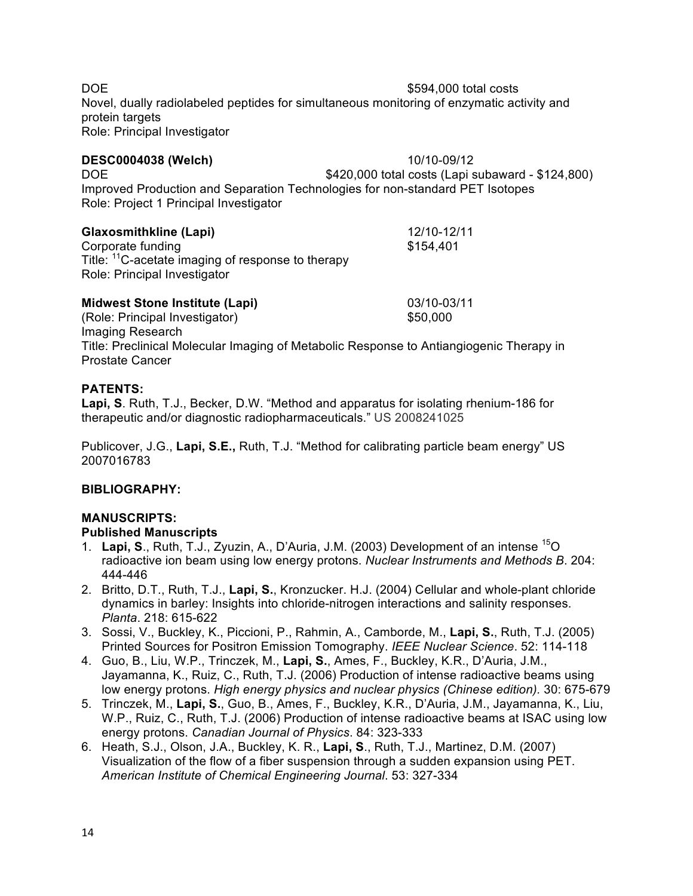DOE $594,000 total costs
Novel, dually radiolabeled peptides for simultaneous monitoring of enzymatic activity and protein targets
Role: Principal Investigator

**DESC0004038 (Welch)** 10/10-09/12
DOE $420,000 total costs (Lapi subaward - $124,800)
Improved Production and Separation Technologies for non-standard PET Isotopes
Role: Project 1 Principal Investigator

**Glaxosmithkline (Lapi)** 12/10-12/11
Corporate funding $154,401
Title: $^{11}$C-acetate imaging of response to therapy
Role: Principal Investigator

**Midwest Stone Institute (Lapi)** 03/10-03/11
(Role: Principal Investigator) $50,000
Imaging Research
Title: Preclinical Molecular Imaging of Metabolic Response to Antiangiogenic Therapy in Prostate Cancer

**PATENTS:**

**Lapi, S**. Ruth, T.J., Becker, D.W. "Method and apparatus for isolating rhenium-186 for therapeutic and/or diagnostic radiopharmaceuticals." US 2008241025

Publicover, J.G., **Lapi, S.E.,** Ruth, T.J. "Method for calibrating particle beam energy" US 2007016783

**BIBLIOGRAPHY:**

**MANUSCRIPTS:**

**Published Manuscripts**

1. **Lapi, S**., Ruth, T.J., Zyuzin, A., D'Auria, J.M. (2003) Development of an intense $^{15}$O radioactive ion beam using low energy protons. *Nuclear Instruments and Methods B*. 204: 444-446
2. Britto, D.T., Ruth, T.J., **Lapi, S.**, Kronzucker. H.J. (2004) Cellular and whole-plant chloride dynamics in barley: Insights into chloride-nitrogen interactions and salinity responses. *Planta*. 218: 615-622
3. Sossi, V., Buckley, K., Piccioni, P., Rahmin, A., Camborde, M., **Lapi, S.**, Ruth, T.J. (2005) Printed Sources for Positron Emission Tomography. *IEEE Nuclear Science*. 52: 114-118
4. Guo, B., Liu, W.P., Trinczek, M., **Lapi, S.**, Ames, F., Buckley, K.R., D'Auria, J.M., Jayamanna, K., Ruiz, C., Ruth, T.J. (2006) Production of intense radioactive beams using low energy protons. *High energy physics and nuclear physics (Chinese edition).* 30: 675-679
5. Trinczek, M., **Lapi, S.**, Guo, B., Ames, F., Buckley, K.R., D'Auria, J.M., Jayamanna, K., Liu, W.P., Ruiz, C., Ruth, T.J. (2006) Production of intense radioactive beams at ISAC using low energy protons. *Canadian Journal of Physics*. 84: 323-333
6. Heath, S.J., Olson, J.A., Buckley, K. R., **Lapi, S**., Ruth, T.J., Martinez, D.M. (2007) Visualization of the flow of a fiber suspension through a sudden expansion using PET. *American Institute of Chemical Engineering Journal*. 53: 327-334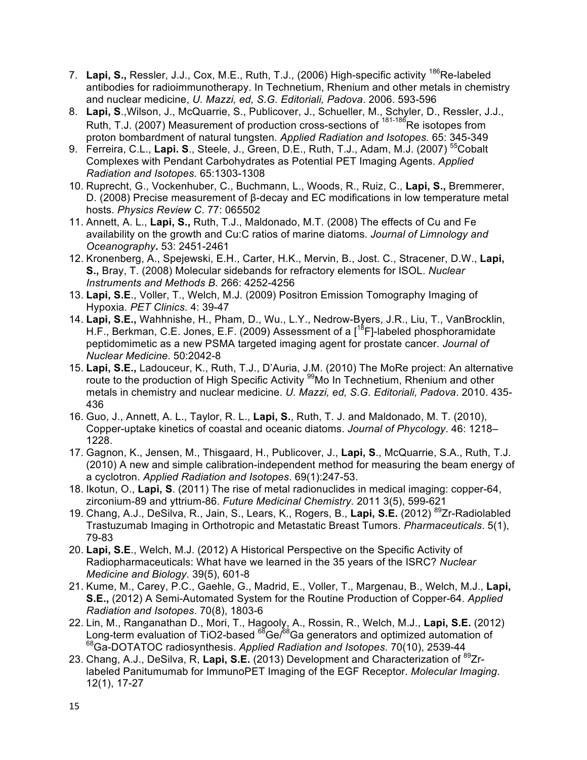7. **Lapi, S.,** Ressler, J.J., Cox, M.E., Ruth, T.J., (2006) High-specific activity $^{186}$Re-labeled antibodies for radioimmunotherapy. In Technetium, Rhenium and other metals in chemistry and nuclear medicine, *U. Mazzi, ed, S.G. Editoriali, Padova*. 2006. 593-596
8. **Lapi, S**.,Wilson, J., McQuarrie, S., Publicover, J., Schueller, M., Schyler, D., Ressler, J.J., Ruth, T.J. (2007) Measurement of production cross-sections of $^{181-186}$Re isotopes from proton bombardment of natural tungsten. *Applied Radiation and Isotopes.* 65: 345-349
9. Ferreira, C.L., **Lapi. S**., Steele, J., Green, D.E., Ruth, T.J., Adam, M.J. (2007) $^{55}$Cobalt Complexes with Pendant Carbohydrates as Potential PET Imaging Agents. *Applied Radiation and Isotopes.* 65:1303-1308
10. Ruprecht, G., Vockenhuber, C., Buchmann, L., Woods, R., Ruiz, C., **Lapi, S.,** Bremmerer, D. (2008) Precise measurement of β-decay and EC modifications in low temperature metal hosts. *Physics Review C*. 77: 065502
11. Annett, A. L., **Lapi, S.,** Ruth, T.J., Maldonado, M.T. (2008) The effects of Cu and Fe availability on the growth and Cu:C ratios of marine diatoms. *Journal of Limnology and Oceanography***.** 53: 2451-2461
12. Kronenberg, A., Spejewski, E.H., Carter, H.K., Mervin, B., Jost. C., Stracener, D.W., **Lapi, S.,** Bray, T. (2008) Molecular sidebands for refractory elements for ISOL. *Nuclear Instruments and Methods B*. 266: 4252-4256
13. **Lapi, S.E**., Voller, T., Welch, M.J. (2009) Positron Emission Tomography Imaging of Hypoxia. *PET Clinics*. 4: 39-47
14. **Lapi, S.E.,** Wahnnishe, H., Pham, D., Wu., L.Y., Nedrow-Byers, J.R., Liu, T., VanBrocklin, H.F., Berkman, C.E. Jones, E.F. (2009) Assessment of a [$^{18}$F]-labeled phosphoramidate peptidomimetic as a new PSMA targeted imaging agent for prostate cancer. *Journal of Nuclear Medicine*. 50:2042-8
15. **Lapi, S.E.,** Ladouceur, K., Ruth, T.J., D'Auria, J.M. (2010) The MoRe project: An alternative route to the production of High Specific Activity $^{99}$Mo In Technetium, Rhenium and other metals in chemistry and nuclear medicine. *U. Mazzi, ed, S.G. Editoriali, Padova*. 2010. 435-436
16. Guo, J., Annett, A. L., Taylor, R. L., **Lapi, S.**, Ruth, T. J. and Maldonado, M. T. (2010), Copper-uptake kinetics of coastal and oceanic diatoms. *Journal of Phycology*. 46: 1218–1228.
17. Gagnon, K., Jensen, M., Thisgaard, H., Publicover, J., **Lapi, S**., McQuarrie, S.A., Ruth, T.J. (2010) A new and simple calibration-independent method for measuring the beam energy of a cyclotron. *Applied Radiation and Isotopes*. 69(1):247-53.
18. Ikotun, O., **Lapi, S**. (2011) The rise of metal radionuclides in medical imaging: copper-64, zirconium-89 and yttrium-86. *Future Medicinal Chemistry*. 2011 3(5), 599-621
19. Chang, A.J., DeSilva, R., Jain, S., Lears, K., Rogers, B., **Lapi, S.E.** (2012) $^{89}$Zr-Radiolabled Trastuzumab Imaging in Orthotropic and Metastatic Breast Tumors. *Pharmaceuticals*. 5(1), 79-83
20. **Lapi, S.E**., Welch, M.J. (2012) A Historical Perspective on the Specific Activity of Radiopharmaceuticals: What have we learned in the 35 years of the ISRC? *Nuclear Medicine and Biology*. 39(5), 601-8
21. Kume, M., Carey, P.C., Gaehle, G., Madrid, E., Voller, T., Margenau, B., Welch, M.J., **Lapi, S.E.,** (2012) A Semi-Automated System for the Routine Production of Copper-64. *Applied Radiation and Isotopes*. 70(8), 1803-6
22. Lin, M., Ranganathan D., Mori, T., Hagooly, A., Rossin, R., Welch, M.J., **Lapi, S.E.** (2012) Long-term evaluation of TiO2-based $^{68}$Ge/$^{68}$Ga generators and optimized automation of $^{68}$Ga-DOTATOC radiosynthesis. *Applied Radiation and Isotopes*. 70(10), 2539-44
23. Chang, A.J., DeSilva, R, **Lapi, S.E.** (2013) Development and Characterization of $^{89}$Zr-labeled Panitumumab for ImmunoPET Imaging of the EGF Receptor. *Molecular Imaging*. 12(1), 17-27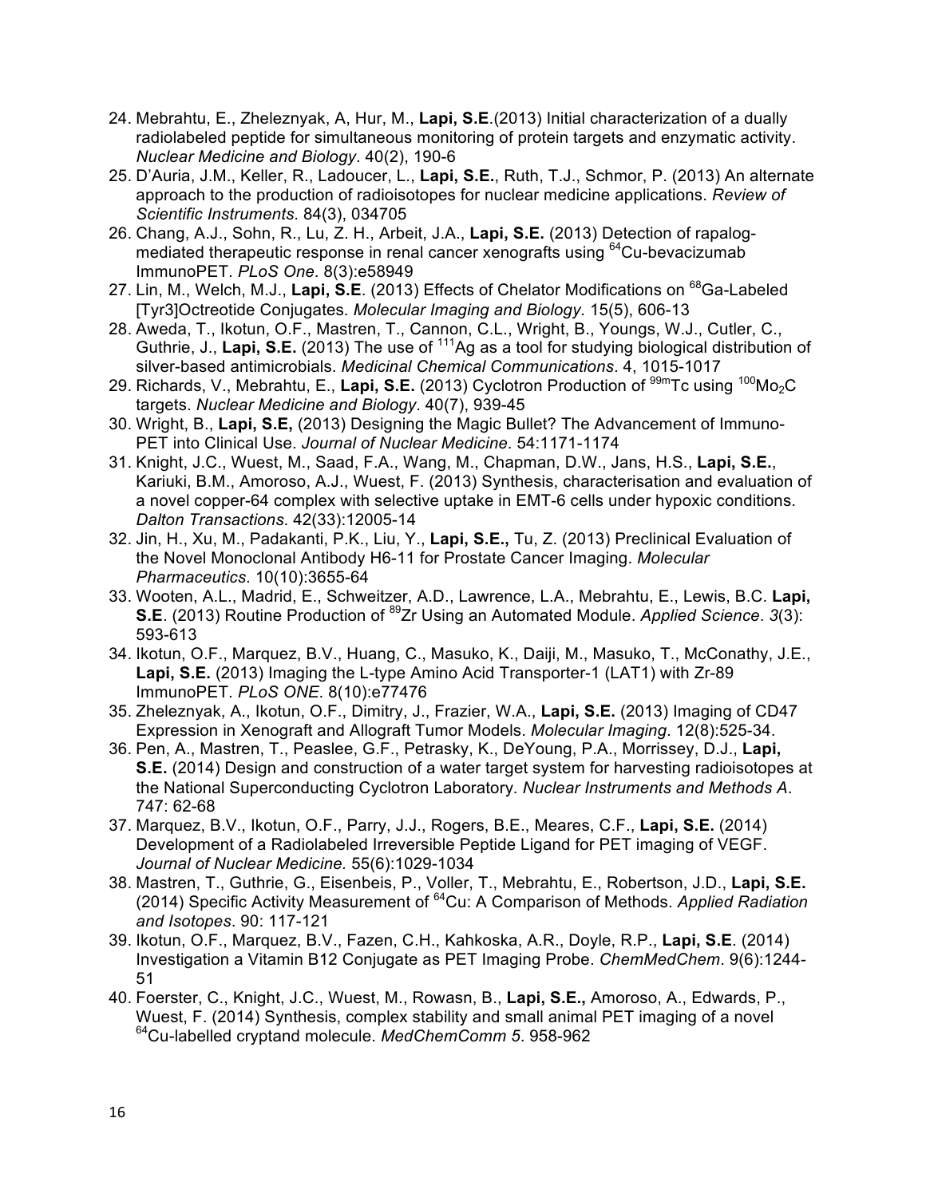24. Mebrahtu, E., Zheleznyak, A, Hur, M., **Lapi, S.E**.(2013) Initial characterization of a dually radiolabeled peptide for simultaneous monitoring of protein targets and enzymatic activity. *Nuclear Medicine and Biology*. 40(2), 190-6
25. D'Auria, J.M., Keller, R., Ladoucer, L., **Lapi, S.E.**, Ruth, T.J., Schmor, P. (2013) An alternate approach to the production of radioisotopes for nuclear medicine applications. *Review of Scientific Instruments*. 84(3), 034705
26. Chang, A.J., Sohn, R., Lu, Z. H., Arbeit, J.A., **Lapi, S.E.** (2013) Detection of rapalog-mediated therapeutic response in renal cancer xenografts using $^{64}$Cu-bevacizumab ImmunoPET. *PLoS One*. 8(3):e58949
27. Lin, M., Welch, M.J., **Lapi, S.E**. (2013) Effects of Chelator Modifications on $^{68}$Ga-Labeled [Tyr3]Octreotide Conjugates. *Molecular Imaging and Biology*. 15(5), 606-13
28. Aweda, T., Ikotun, O.F., Mastren, T., Cannon, C.L., Wright, B., Youngs, W.J., Cutler, C., Guthrie, J., **Lapi, S.E.** (2013) The use of $^{111}$Ag as a tool for studying biological distribution of silver-based antimicrobials. *Medicinal Chemical Communications*. 4, 1015-1017
29. Richards, V., Mebrahtu, E., **Lapi, S.E.** (2013) Cyclotron Production of $^{99m}$Tc using $^{100}Mo_2C$ targets. *Nuclear Medicine and Biology*. 40(7), 939-45
30. Wright, B., **Lapi, S.E,** (2013) Designing the Magic Bullet? The Advancement of Immuno-PET into Clinical Use. *Journal of Nuclear Medicine*. 54:1171-1174
31. Knight, J.C., Wuest, M., Saad, F.A., Wang, M., Chapman, D.W., Jans, H.S., **Lapi, S.E.**, Kariuki, B.M., Amoroso, A.J., Wuest, F. (2013) Synthesis, characterisation and evaluation of a novel copper-64 complex with selective uptake in EMT-6 cells under hypoxic conditions. *Dalton Transactions*. 42(33):12005-14
32. Jin, H., Xu, M., Padakanti, P.K., Liu, Y., **Lapi, S.E.,** Tu, Z. (2013) Preclinical Evaluation of the Novel Monoclonal Antibody H6-11 for Prostate Cancer Imaging. *Molecular Pharmaceutics*. 10(10):3655-64
33. Wooten, A.L., Madrid, E., Schweitzer, A.D., Lawrence, L.A., Mebrahtu, E., Lewis, B.C. **Lapi, S.E**. (2013) Routine Production of $^{89}$Zr Using an Automated Module. *Applied Science*. *3*(3): 593-613
34. Ikotun, O.F., Marquez, B.V., Huang, C., Masuko, K., Daiji, M., Masuko, T., McConathy, J.E., **Lapi, S.E.** (2013) Imaging the L-type Amino Acid Transporter-1 (LAT1) with Zr-89 ImmunoPET. *PLoS ONE*. 8(10):e77476
35. Zheleznyak, A., Ikotun, O.F., Dimitry, J., Frazier, W.A., **Lapi, S.E.** (2013) Imaging of CD47 Expression in Xenograft and Allograft Tumor Models. *Molecular Imaging*. 12(8):525-34.
36. Pen, A., Mastren, T., Peaslee, G.F., Petrasky, K., DeYoung, P.A., Morrissey, D.J., **Lapi, S.E.** (2014) Design and construction of a water target system for harvesting radioisotopes at the National Superconducting Cyclotron Laboratory. *Nuclear Instruments and Methods A*. 747: 62-68
37. Marquez, B.V., Ikotun, O.F., Parry, J.J., Rogers, B.E., Meares, C.F., **Lapi, S.E.** (2014) Development of a Radiolabeled Irreversible Peptide Ligand for PET imaging of VEGF. *Journal of Nuclear Medicine.* 55(6):1029-1034
38. Mastren, T., Guthrie, G., Eisenbeis, P., Voller, T., Mebrahtu, E., Robertson, J.D., **Lapi, S.E.** (2014) Specific Activity Measurement of $^{64}$Cu: A Comparison of Methods. *Applied Radiation and Isotopes*. 90: 117-121
39. Ikotun, O.F., Marquez, B.V., Fazen, C.H., Kahkoska, A.R., Doyle, R.P., **Lapi, S.E**. (2014) Investigation a Vitamin B12 Conjugate as PET Imaging Probe. *ChemMedChem*. 9(6):1244-51
40. Foerster, C., Knight, J.C., Wuest, M., Rowasn, B., **Lapi, S.E.,** Amoroso, A., Edwards, P., Wuest, F. (2014) Synthesis, complex stability and small animal PET imaging of a novel $^{64}$Cu-labelled cryptand molecule. *MedChemComm 5*. 958-962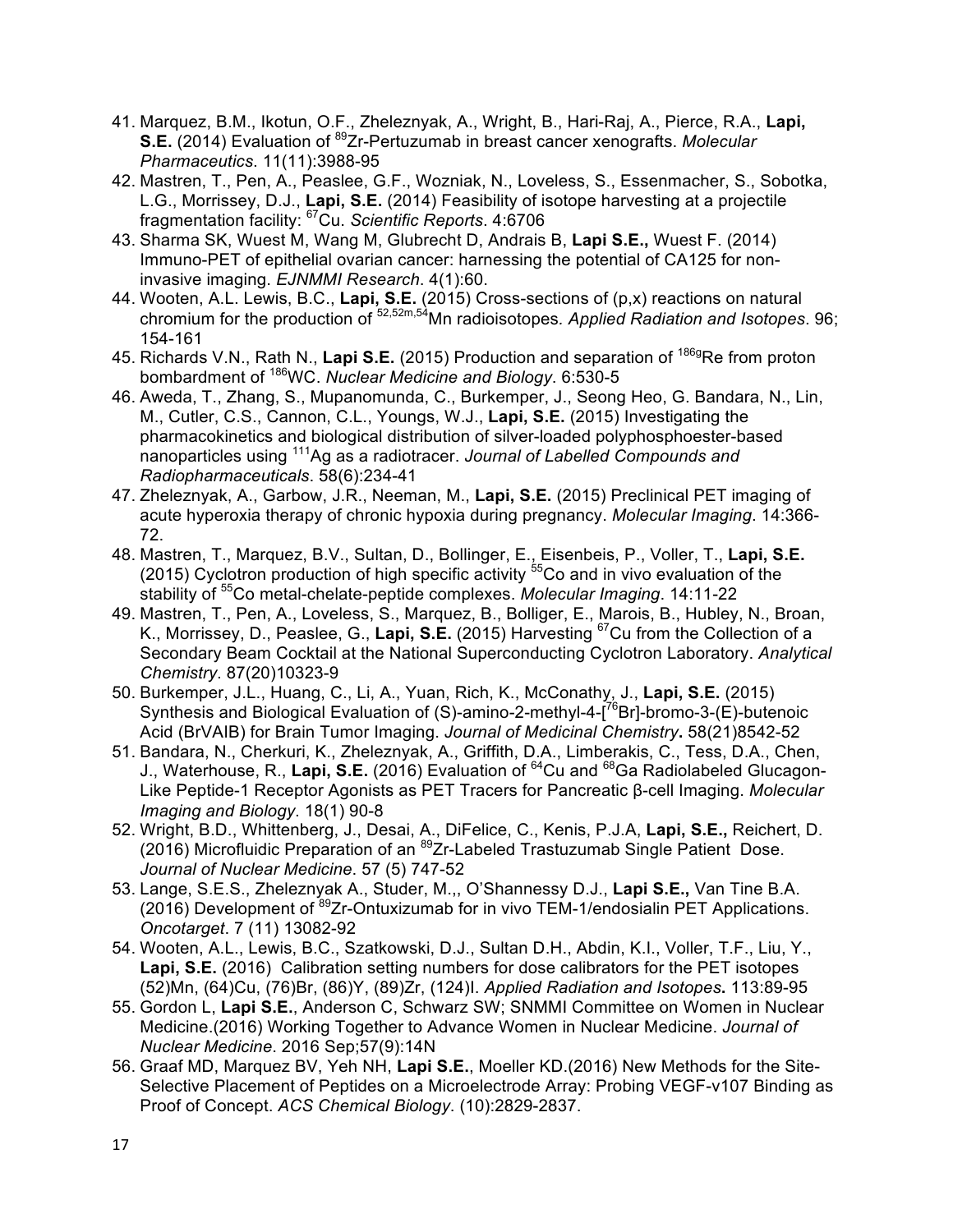41. Marquez, B.M., Ikotun, O.F., Zheleznyak, A., Wright, B., Hari-Raj, A., Pierce, R.A., **Lapi, S.E.** (2014) Evaluation of $^{89}$Zr-Pertuzumab in breast cancer xenografts. *Molecular Pharmaceutics*. 11(11):3988-95
42. Mastren, T., Pen, A., Peaslee, G.F., Wozniak, N., Loveless, S., Essenmacher, S., Sobotka, L.G., Morrissey, D.J., **Lapi, S.E.** (2014) Feasibility of isotope harvesting at a projectile fragmentation facility: $^{67}$Cu. *Scientific Reports*. 4:6706
43. Sharma SK, Wuest M, Wang M, Glubrecht D, Andrais B, **Lapi S.E.,** Wuest F. (2014) Immuno-PET of epithelial ovarian cancer: harnessing the potential of CA125 for non-invasive imaging. *EJNMMI Research*. 4(1):60.
44. Wooten, A.L. Lewis, B.C., **Lapi, S.E.** (2015) Cross-sections of (p,x) reactions on natural chromium for the production of $^{52,52m,54}$Mn radioisotopes. *Applied Radiation and Isotopes*. 96; 154-161
45. Richards V.N., Rath N., **Lapi S.E.** (2015) Production and separation of $^{186g}$Re from proton bombardment of $^{186}$WC. *Nuclear Medicine and Biology*. 6:530-5
46. Aweda, T., Zhang, S., Mupanomunda, C., Burkemper, J., Seong Heo, G. Bandara, N., Lin, M., Cutler, C.S., Cannon, C.L., Youngs, W.J., **Lapi, S.E.** (2015) Investigating the pharmacokinetics and biological distribution of silver-loaded polyphosphoester-based nanoparticles using $^{111}$Ag as a radiotracer. *Journal of Labelled Compounds and Radiopharmaceuticals*. 58(6):234-41
47. Zheleznyak, A., Garbow, J.R., Neeman, M., **Lapi, S.E.** (2015) Preclinical PET imaging of acute hyperoxia therapy of chronic hypoxia during pregnancy. *Molecular Imaging*. 14:366-72.
48. Mastren, T., Marquez, B.V., Sultan, D., Bollinger, E., Eisenbeis, P., Voller, T., **Lapi, S.E.** (2015) Cyclotron production of high specific activity $^{55}$Co and in vivo evaluation of the stability of $^{55}$Co metal-chelate-peptide complexes. *Molecular Imaging*. 14:11-22
49. Mastren, T., Pen, A., Loveless, S., Marquez, B., Bolliger, E., Marois, B., Hubley, N., Broan, K., Morrissey, D., Peaslee, G., **Lapi, S.E.** (2015) Harvesting $^{67}$Cu from the Collection of a Secondary Beam Cocktail at the National Superconducting Cyclotron Laboratory. *Analytical Chemistry*. 87(20)10323-9
50. Burkemper, J.L., Huang, C., Li, A., Yuan, Rich, K., McConathy, J., **Lapi, S.E.** (2015) Synthesis and Biological Evaluation of (S)-amino-2-methyl-4-[$^{76}$Br]-bromo-3-(E)-butenoic Acid (BrVAIB) for Brain Tumor Imaging. *Journal of Medicinal Chemistry***.** 58(21)8542-52
51. Bandara, N., Cherkuri, K., Zheleznyak, A., Griffith, D.A., Limberakis, C., Tess, D.A., Chen, J., Waterhouse, R., **Lapi, S.E.** (2016) Evaluation of $^{64}$Cu and $^{68}$Ga Radiolabeled Glucagon-Like Peptide-1 Receptor Agonists as PET Tracers for Pancreatic β-cell Imaging. *Molecular Imaging and Biology*. 18(1) 90-8
52. Wright, B.D., Whittenberg, J., Desai, A., DiFelice, C., Kenis, P.J.A, **Lapi, S.E.,** Reichert, D. (2016) Microfluidic Preparation of an $^{89}$Zr-Labeled Trastuzumab Single Patient Dose. *Journal of Nuclear Medicine*. 57 (5) 747-52
53. Lange, S.E.S., Zheleznyak A., Studer, M.,, O'Shannessy D.J., **Lapi S.E.,** Van Tine B.A. (2016) Development of $^{89}$Zr-Ontuxizumab for in vivo TEM-1/endosialin PET Applications. *Oncotarget*. 7 (11) 13082-92
54. Wooten, A.L., Lewis, B.C., Szatkowski, D.J., Sultan D.H., Abdin, K.I., Voller, T.F., Liu, Y., **Lapi, S.E.** (2016) Calibration setting numbers for dose calibrators for the PET isotopes (52)Mn, (64)Cu, (76)Br, (86)Y, (89)Zr, (124)I. *Applied Radiation and Isotopes***.** 113:89-95
55. Gordon L, **Lapi S.E.**, Anderson C, Schwarz SW; SNMMI Committee on Women in Nuclear Medicine.(2016) Working Together to Advance Women in Nuclear Medicine. *Journal of Nuclear Medicine*. 2016 Sep;57(9):14N
56. Graaf MD, Marquez BV, Yeh NH, **Lapi S.E.**, Moeller KD.(2016) New Methods for the Site-Selective Placement of Peptides on a Microelectrode Array: Probing VEGF-v107 Binding as Proof of Concept. *ACS Chemical Biology*. (10):2829-2837.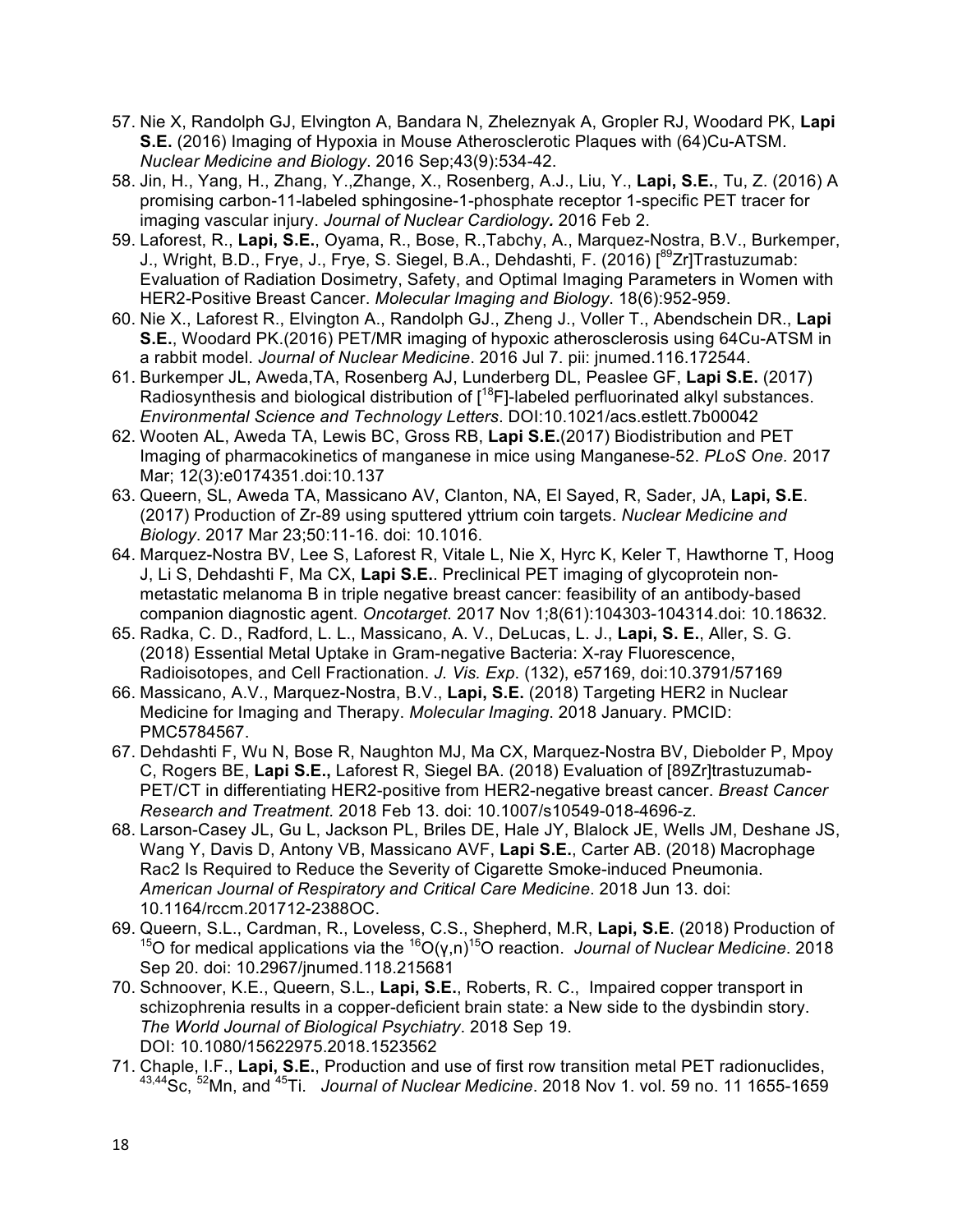57. Nie X, Randolph GJ, Elvington A, Bandara N, Zheleznyak A, Gropler RJ, Woodard PK, **Lapi S.E.** (2016) Imaging of Hypoxia in Mouse Atherosclerotic Plaques with (64)Cu-ATSM. *Nuclear Medicine and Biology*. 2016 Sep;43(9):534-42.
58. Jin, H., Yang, H., Zhang, Y.,Zhange, X., Rosenberg, A.J., Liu, Y., **Lapi, S.E.**, Tu, Z. (2016) A promising carbon-11-labeled sphingosine-1-phosphate receptor 1-specific PET tracer for imaging vascular injury. *Journal of Nuclear Cardiology***.** 2016 Feb 2.
59. Laforest, R., **Lapi, S.E.**, Oyama, R., Bose, R.,Tabchy, A., Marquez-Nostra, B.V., Burkemper, J., Wright, B.D., Frye, J., Frye, S. Siegel, B.A., Dehdashti, F. (2016) [$^{89}$Zr]Trastuzumab: Evaluation of Radiation Dosimetry, Safety, and Optimal Imaging Parameters in Women with HER2-Positive Breast Cancer. *Molecular Imaging and Biology*. 18(6):952-959.
60. Nie X., Laforest R., Elvington A., Randolph GJ., Zheng J., Voller T., Abendschein DR., **Lapi S.E.**, Woodard PK.(2016) PET/MR imaging of hypoxic atherosclerosis using 64Cu-ATSM in a rabbit model. *Journal of Nuclear Medicine*. 2016 Jul 7. pii: jnumed.116.172544.
61. Burkemper JL, Aweda,TA, Rosenberg AJ, Lunderberg DL, Peaslee GF, **Lapi S.E.** (2017) Radiosynthesis and biological distribution of [$^{18}$F]-labeled perfluorinated alkyl substances. *Environmental Science and Technology Letters*. DOI:10.1021/acs.estlett.7b00042
62. Wooten AL, Aweda TA, Lewis BC, Gross RB, **Lapi S.E.**(2017) Biodistribution and PET Imaging of pharmacokinetics of manganese in mice using Manganese-52. *PLoS One.* 2017 Mar; 12(3):e0174351.doi:10.137
63. Queern, SL, Aweda TA, Massicano AV, Clanton, NA, El Sayed, R, Sader, JA, **Lapi, S.E**. (2017) Production of Zr-89 using sputtered yttrium coin targets. *Nuclear Medicine and Biology*. 2017 Mar 23;50:11-16. doi: 10.1016.
64. Marquez-Nostra BV, Lee S, Laforest R, Vitale L, Nie X, Hyrc K, Keler T, Hawthorne T, Hoog J, Li S, Dehdashti F, Ma CX, **Lapi S.E.**. Preclinical PET imaging of glycoprotein non-metastatic melanoma B in triple negative breast cancer: feasibility of an antibody-based companion diagnostic agent. *Oncotarget.* 2017 Nov 1;8(61):104303-104314.doi: 10.18632.
65. Radka, C. D., Radford, L. L., Massicano, A. V., DeLucas, L. J., **Lapi, S. E.**, Aller, S. G. (2018) Essential Metal Uptake in Gram-negative Bacteria: X-ray Fluorescence, Radioisotopes, and Cell Fractionation. *J. Vis. Exp*. (132), e57169, doi:10.3791/57169
66. Massicano, A.V., Marquez-Nostra, B.V., **Lapi, S.E.** (2018) Targeting HER2 in Nuclear Medicine for Imaging and Therapy. *Molecular Imaging*. 2018 January. PMCID: PMC5784567.
67. Dehdashti F, Wu N, Bose R, Naughton MJ, Ma CX, Marquez-Nostra BV, Diebolder P, Mpoy C, Rogers BE, **Lapi S.E.,** Laforest R, Siegel BA. (2018) Evaluation of [89Zr]trastuzumab-PET/CT in differentiating HER2-positive from HER2-negative breast cancer. *Breast Cancer Research and Treatment.* 2018 Feb 13. doi: 10.1007/s10549-018-4696-z.
68. Larson-Casey JL, Gu L, Jackson PL, Briles DE, Hale JY, Blalock JE, Wells JM, Deshane JS, Wang Y, Davis D, Antony VB, Massicano AVF, **Lapi S.E.**, Carter AB. (2018) Macrophage Rac2 Is Required to Reduce the Severity of Cigarette Smoke-induced Pneumonia. *American Journal of Respiratory and Critical Care Medicine*. 2018 Jun 13. doi: 10.1164/rccm.201712-2388OC.
69. Queern, S.L., Cardman, R., Loveless, C.S., Shepherd, M.R, **Lapi, S.E**. (2018) Production of $^{15}$O for medical applications via the $^{16}$O(γ,n)$^{15}$O reaction. *Journal of Nuclear Medicine*. 2018 Sep 20. doi: 10.2967/jnumed.118.215681
70. Schnoover, K.E., Queern, S.L., **Lapi, S.E.**, Roberts, R. C., Impaired copper transport in schizophrenia results in a copper-deficient brain state: a New side to the dysbindin story. *The World Journal of Biological Psychiatry*. 2018 Sep 19. DOI: 10.1080/15622975.2018.1523562
71. Chaple, I.F., **Lapi, S.E.**, Production and use of first row transition metal PET radionuclides, $^{43,44}$Sc, $^{52}$Mn, and $^{45}$Ti. *Journal of Nuclear Medicine*. 2018 Nov 1. vol. 59 no. 11 1655-1659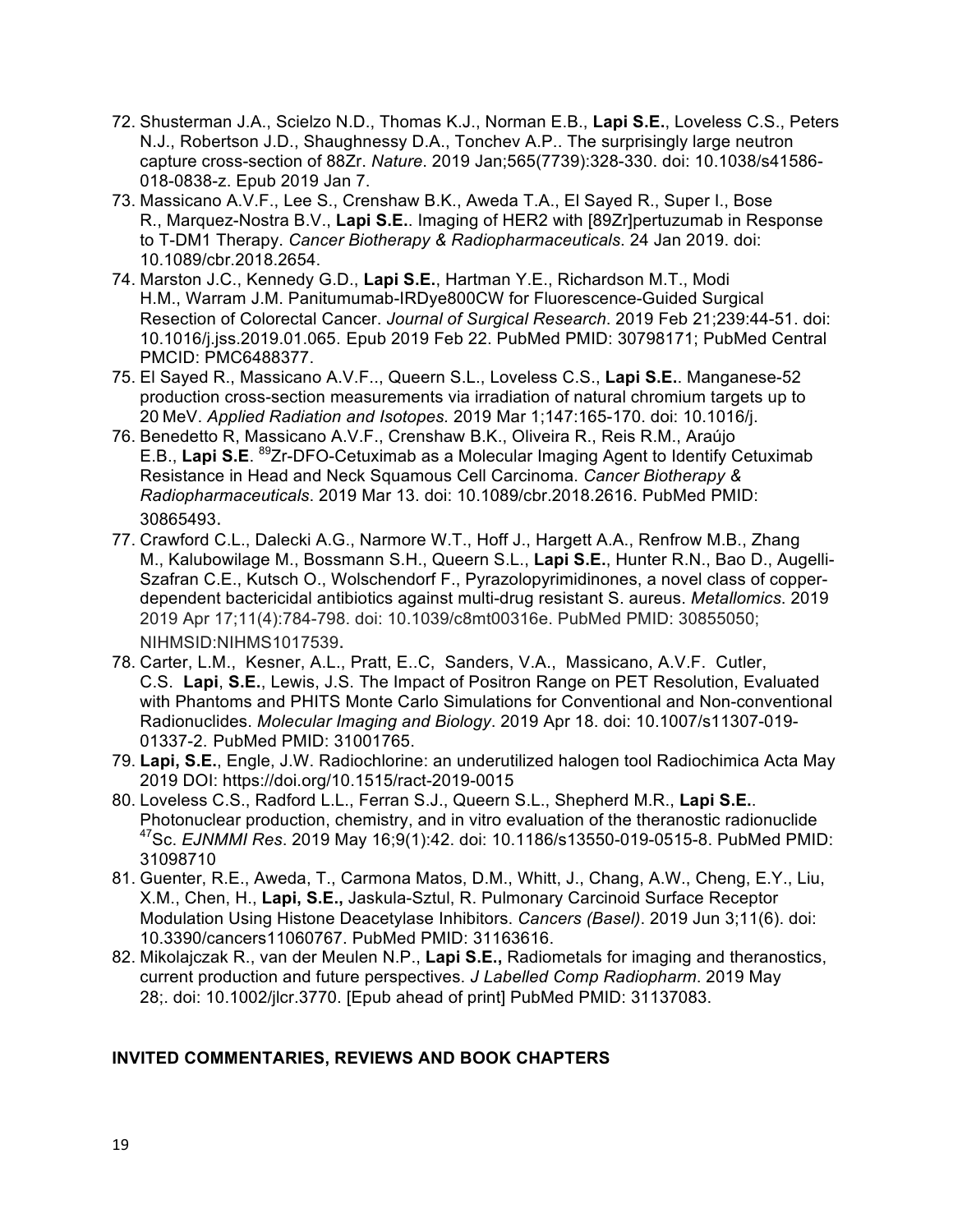72. Shusterman J.A., Scielzo N.D., Thomas K.J., Norman E.B., **Lapi S.E.**, Loveless C.S., Peters N.J., Robertson J.D., Shaughnessy D.A., Tonchev A.P.. The surprisingly large neutron capture cross-section of 88Zr. *Nature*. 2019 Jan;565(7739):328-330. doi: 10.1038/s41586-018-0838-z. Epub 2019 Jan 7.
73. Massicano A.V.F., Lee S., Crenshaw B.K., Aweda T.A., El Sayed R., Super I., Bose R., Marquez-Nostra B.V., **Lapi S.E.**. Imaging of HER2 with [89Zr]pertuzumab in Response to T-DM1 Therapy. *Cancer Biotherapy & Radiopharmaceuticals*. 24 Jan 2019. doi: 10.1089/cbr.2018.2654.
74. Marston J.C., Kennedy G.D., **Lapi S.E.**, Hartman Y.E., Richardson M.T., Modi H.M., Warram J.M. Panitumumab-IRDye800CW for Fluorescence-Guided Surgical Resection of Colorectal Cancer. *Journal of Surgical Research*. 2019 Feb 21;239:44-51. doi: 10.1016/j.jss.2019.01.065. Epub 2019 Feb 22. PubMed PMID: 30798171; PubMed Central PMCID: PMC6488377.
75. El Sayed R., Massicano A.V.F.., Queern S.L., Loveless C.S., **Lapi S.E.**. Manganese-52 production cross-section measurements via irradiation of natural chromium targets up to 20 MeV. *Applied Radiation and Isotopes.* 2019 Mar 1;147:165-170. doi: 10.1016/j.
76. Benedetto R, Massicano A.V.F., Crenshaw B.K., Oliveira R., Reis R.M., Araújo E.B., **Lapi S.E**. $^{89}$Zr-DFO-Cetuximab as a Molecular Imaging Agent to Identify Cetuximab Resistance in Head and Neck Squamous Cell Carcinoma. *Cancer Biotherapy & Radiopharmaceuticals*. 2019 Mar 13. doi: 10.1089/cbr.2018.2616. PubMed PMID: 30865493.
77. Crawford C.L., Dalecki A.G., Narmore W.T., Hoff J., Hargett A.A., Renfrow M.B., Zhang M., Kalubowilage M., Bossmann S.H., Queern S.L., **Lapi S.E.**, Hunter R.N., Bao D., Augelli-Szafran C.E., Kutsch O., Wolschendorf F., Pyrazolopyrimidinones, a novel class of copper-dependent bactericidal antibiotics against multi-drug resistant S. aureus. *Metallomics*. 2019 2019 Apr 17;11(4):784-798. doi: 10.1039/c8mt00316e. PubMed PMID: 30855050; NIHMSID:NIHMS1017539.
78. Carter, L.M., Kesner, A.L., Pratt, E..C, Sanders, V.A., Massicano, A.V.F. Cutler, C.S. **Lapi**, **S.E.**, Lewis, J.S. The Impact of Positron Range on PET Resolution, Evaluated with Phantoms and PHITS Monte Carlo Simulations for Conventional and Non-conventional Radionuclides. *Molecular Imaging and Biology*. 2019 Apr 18. doi: 10.1007/s11307-019-01337-2. PubMed PMID: 31001765.
79. **Lapi, S.E.**, Engle, J.W. Radiochlorine: an underutilized halogen tool Radiochimica Acta May 2019 DOI: https://doi.org/10.1515/ract-2019-0015
80. Loveless C.S., Radford L.L., Ferran S.J., Queern S.L., Shepherd M.R., **Lapi S.E.**. Photonuclear production, chemistry, and in vitro evaluation of the theranostic radionuclide $^{47}$Sc. *EJNMMI Res*. 2019 May 16;9(1):42. doi: 10.1186/s13550-019-0515-8. PubMed PMID: 31098710
81. Guenter, R.E., Aweda, T., Carmona Matos, D.M., Whitt, J., Chang, A.W., Cheng, E.Y., Liu, X.M., Chen, H., **Lapi, S.E.,** Jaskula-Sztul, R. Pulmonary Carcinoid Surface Receptor Modulation Using Histone Deacetylase Inhibitors. *Cancers (Basel)*. 2019 Jun 3;11(6). doi: 10.3390/cancers11060767. PubMed PMID: 31163616.
82. Mikolajczak R., van der Meulen N.P., **Lapi S.E.,** Radiometals for imaging and theranostics, current production and future perspectives. *J Labelled Comp Radiopharm*. 2019 May 28;. doi: 10.1002/jlcr.3770. [Epub ahead of print] PubMed PMID: 31137083.

**INVITED COMMENTARIES, REVIEWS AND BOOK CHAPTERS**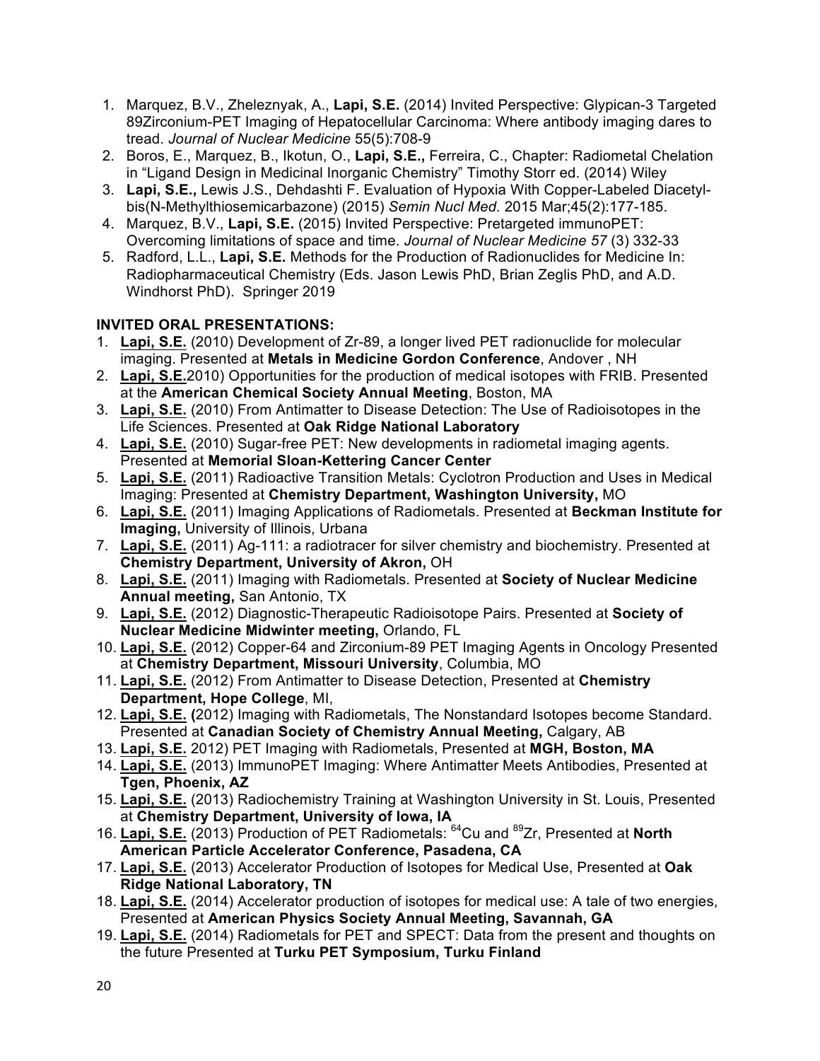1. Marquez, B.V., Zheleznyak, A., **Lapi, S.E.** (2014) Invited Perspective: Glypican-3 Targeted 89Zirconium-PET Imaging of Hepatocellular Carcinoma: Where antibody imaging dares to tread. *Journal of Nuclear Medicine* 55(5):708-9
2. Boros, E., Marquez, B., Ikotun, O., **Lapi, S.E.,** Ferreira, C., Chapter: Radiometal Chelation in "Ligand Design in Medicinal Inorganic Chemistry" Timothy Storr ed. (2014) Wiley
3. **Lapi, S.E.,** Lewis J.S., Dehdashti F. Evaluation of Hypoxia With Copper-Labeled Diacetyl-bis(N-Methylthiosemicarbazone) (2015) *Semin Nucl Med.* 2015 Mar;45(2):177-185.
4. Marquez, B.V., **Lapi, S.E.** (2015) Invited Perspective: Pretargeted immunoPET: Overcoming limitations of space and time. *Journal of Nuclear Medicine 57* (3) 332-33
5. Radford, L.L., **Lapi, S.E.** Methods for the Production of Radionuclides for Medicine In: Radiopharmaceutical Chemistry (Eds. Jason Lewis PhD, Brian Zeglis PhD, and A.D. Windhorst PhD). Springer 2019

**INVITED ORAL PRESENTATIONS:**

1. **Lapi, S.E.** (2010) Development of Zr-89, a longer lived PET radionuclide for molecular imaging. Presented at **Metals in Medicine Gordon Conference**, Andover , NH
2. **Lapi, S.E.**2010) Opportunities for the production of medical isotopes with FRIB. Presented at the **American Chemical Society Annual Meeting**, Boston, MA
3. **Lapi, S.E.** (2010) From Antimatter to Disease Detection: The Use of Radioisotopes in the Life Sciences. Presented at **Oak Ridge National Laboratory**
4. **Lapi, S.E.** (2010) Sugar-free PET: New developments in radiometal imaging agents. Presented at **Memorial Sloan-Kettering Cancer Center**
5. **Lapi, S.E.** (2011) Radioactive Transition Metals: Cyclotron Production and Uses in Medical Imaging: Presented at **Chemistry Department, Washington University,** MO
6. **Lapi, S.E.** (2011) Imaging Applications of Radiometals. Presented at **Beckman Institute for Imaging,** University of Illinois, Urbana
7. **Lapi, S.E.** (2011) Ag-111: a radiotracer for silver chemistry and biochemistry. Presented at **Chemistry Department, University of Akron,** OH
8. **Lapi, S.E.** (2011) Imaging with Radiometals. Presented at **Society of Nuclear Medicine Annual meeting,** San Antonio, TX
9. **Lapi, S.E.** (2012) Diagnostic-Therapeutic Radioisotope Pairs. Presented at **Society of Nuclear Medicine Midwinter meeting,** Orlando, FL
10. **Lapi, S.E.** (2012) Copper-64 and Zirconium-89 PET Imaging Agents in Oncology Presented at **Chemistry Department, Missouri University**, Columbia, MO
11. **Lapi, S.E.** (2012) From Antimatter to Disease Detection, Presented at **Chemistry Department, Hope College**, MI,
12. **Lapi, S.E. (**2012) Imaging with Radiometals, The Nonstandard Isotopes become Standard. Presented at **Canadian Society of Chemistry Annual Meeting,** Calgary, AB
13. **Lapi, S.E.** 2012) PET Imaging with Radiometals, Presented at **MGH, Boston, MA**
14. **Lapi, S.E.** (2013) ImmunoPET Imaging: Where Antimatter Meets Antibodies, Presented at **Tgen, Phoenix, AZ**
15. **Lapi, S.E.** (2013) Radiochemistry Training at Washington University in St. Louis, Presented at **Chemistry Department, University of Iowa, IA**
16. **Lapi, S.E.** (2013) Production of PET Radiometals: $^{64}$Cu and $^{89}$Zr, Presented at **North American Particle Accelerator Conference, Pasadena, CA**
17. **Lapi, S.E.** (2013) Accelerator Production of Isotopes for Medical Use, Presented at **Oak Ridge National Laboratory, TN**
18. **Lapi, S.E.** (2014) Accelerator production of isotopes for medical use: A tale of two energies, Presented at **American Physics Society Annual Meeting, Savannah, GA**
19. **Lapi, S.E.** (2014) Radiometals for PET and SPECT: Data from the present and thoughts on the future Presented at **Turku PET Symposium, Turku Finland**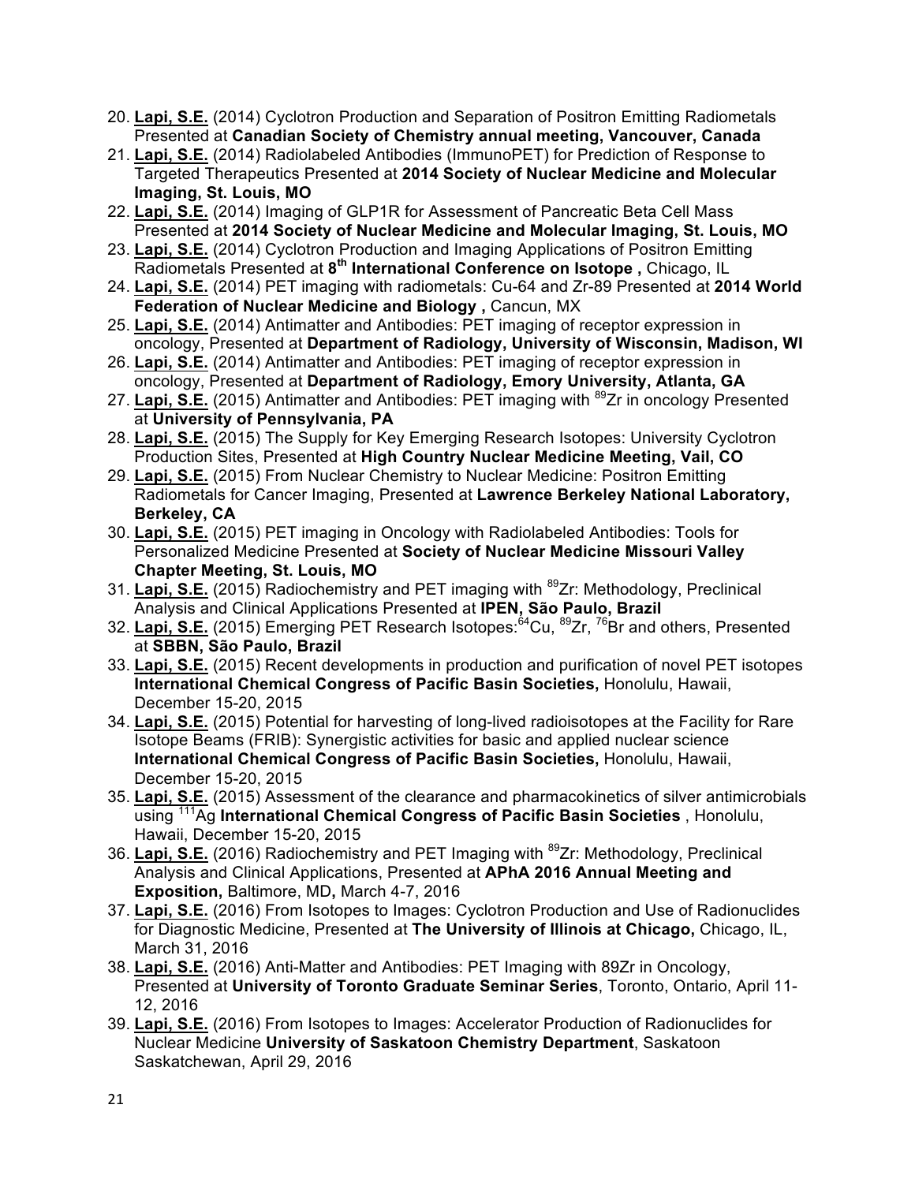20. **Lapi, S.E.** (2014) Cyclotron Production and Separation of Positron Emitting Radiometals Presented at **Canadian Society of Chemistry annual meeting, Vancouver, Canada**
21. **Lapi, S.E.** (2014) Radiolabeled Antibodies (ImmunoPET) for Prediction of Response to Targeted Therapeutics Presented at **2014 Society of Nuclear Medicine and Molecular Imaging, St. Louis, MO**
22. **Lapi, S.E.** (2014) Imaging of GLP1R for Assessment of Pancreatic Beta Cell Mass Presented at **2014 Society of Nuclear Medicine and Molecular Imaging, St. Louis, MO**
23. **Lapi, S.E.** (2014) Cyclotron Production and Imaging Applications of Positron Emitting Radiometals Presented at **8th International Conference on Isotope ,** Chicago, IL
24. **Lapi, S.E.** (2014) PET imaging with radiometals: Cu-64 and Zr-89 Presented at **2014 World Federation of Nuclear Medicine and Biology ,** Cancun, MX
25. **Lapi, S.E.** (2014) Antimatter and Antibodies: PET imaging of receptor expression in oncology, Presented at **Department of Radiology, University of Wisconsin, Madison, WI**
26. **Lapi, S.E.** (2014) Antimatter and Antibodies: PET imaging of receptor expression in oncology, Presented at **Department of Radiology, Emory University, Atlanta, GA**
27. **Lapi, S.E.** (2015) Antimatter and Antibodies: PET imaging with $^{89}$Zr in oncology Presented at **University of Pennsylvania, PA**
28. **Lapi, S.E.** (2015) The Supply for Key Emerging Research Isotopes: University Cyclotron Production Sites, Presented at **High Country Nuclear Medicine Meeting, Vail, CO**
29. **Lapi, S.E.** (2015) From Nuclear Chemistry to Nuclear Medicine: Positron Emitting Radiometals for Cancer Imaging, Presented at **Lawrence Berkeley National Laboratory, Berkeley, CA**
30. **Lapi, S.E.** (2015) PET imaging in Oncology with Radiolabeled Antibodies: Tools for Personalized Medicine Presented at **Society of Nuclear Medicine Missouri Valley Chapter Meeting, St. Louis, MO**
31. **Lapi, S.E.** (2015) Radiochemistry and PET imaging with $^{89}$Zr: Methodology, Preclinical Analysis and Clinical Applications Presented at **IPEN, São Paulo, Brazil**
32. **Lapi, S.E.** (2015) Emerging PET Research Isotopes: $^{64}$Cu, $^{89}$Zr, $^{76}$Br and others, Presented at **SBBN, São Paulo, Brazil**
33. **Lapi, S.E.** (2015) Recent developments in production and purification of novel PET isotopes **International Chemical Congress of Pacific Basin Societies,** Honolulu, Hawaii, December 15-20, 2015
34. **Lapi, S.E.** (2015) Potential for harvesting of long-lived radioisotopes at the Facility for Rare Isotope Beams (FRIB): Synergistic activities for basic and applied nuclear science **International Chemical Congress of Pacific Basin Societies,** Honolulu, Hawaii, December 15-20, 2015
35. **Lapi, S.E.** (2015) Assessment of the clearance and pharmacokinetics of silver antimicrobials using $^{111}$Ag **International Chemical Congress of Pacific Basin Societies** , Honolulu, Hawaii, December 15-20, 2015
36. **Lapi, S.E.** (2016) Radiochemistry and PET Imaging with $^{89}$Zr: Methodology, Preclinical Analysis and Clinical Applications, Presented at **APhA 2016 Annual Meeting and Exposition,** Baltimore, MD**,** March 4-7, 2016
37. **Lapi, S.E.** (2016) From Isotopes to Images: Cyclotron Production and Use of Radionuclides for Diagnostic Medicine, Presented at **The University of Illinois at Chicago,** Chicago, IL, March 31, 2016
38. **Lapi, S.E.** (2016) Anti-Matter and Antibodies: PET Imaging with 89Zr in Oncology, Presented at **University of Toronto Graduate Seminar Series**, Toronto, Ontario, April 11-12, 2016
39. **Lapi, S.E.** (2016) From Isotopes to Images: Accelerator Production of Radionuclides for Nuclear Medicine **University of Saskatoon Chemistry Department**, Saskatoon Saskatchewan, April 29, 2016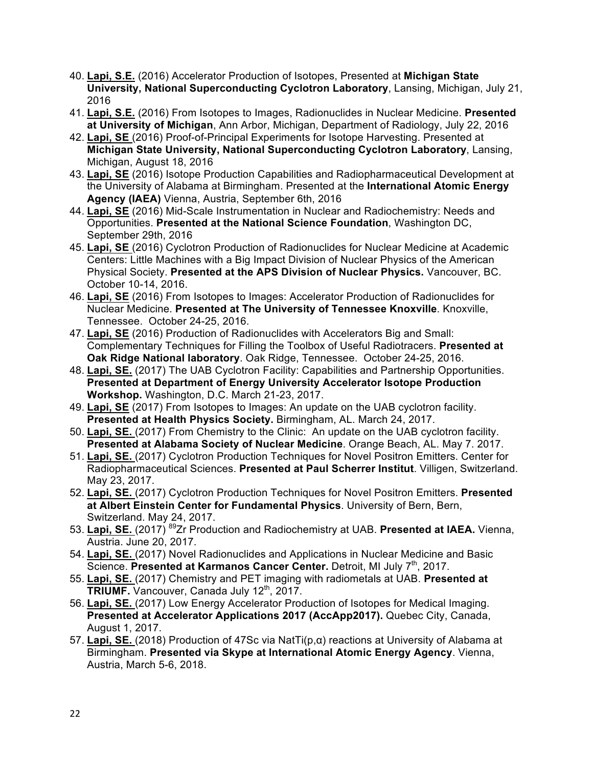40. **Lapi, S.E.** (2016) Accelerator Production of Isotopes, Presented at **Michigan State University, National Superconducting Cyclotron Laboratory**, Lansing, Michigan, July 21, 2016
41. **Lapi, S.E.** (2016) From Isotopes to Images, Radionuclides in Nuclear Medicine. **Presented at University of Michigan**, Ann Arbor, Michigan, Department of Radiology, July 22, 2016
42. **Lapi, SE** (2016) Proof-of-Principal Experiments for Isotope Harvesting. Presented at **Michigan State University, National Superconducting Cyclotron Laboratory**, Lansing, Michigan, August 18, 2016
43. **Lapi, SE** (2016) Isotope Production Capabilities and Radiopharmaceutical Development at the University of Alabama at Birmingham. Presented at the **International Atomic Energy Agency (IAEA)** Vienna, Austria, September 6th, 2016
44. **Lapi, SE** (2016) Mid-Scale Instrumentation in Nuclear and Radiochemistry: Needs and Opportunities. **Presented at the National Science Foundation**, Washington DC, September 29th, 2016
45. **Lapi, SE** (2016) Cyclotron Production of Radionuclides for Nuclear Medicine at Academic Centers: Little Machines with a Big Impact Division of Nuclear Physics of the American Physical Society. **Presented at the APS Division of Nuclear Physics.** Vancouver, BC. October 10-14, 2016.
46. **Lapi, SE** (2016) From Isotopes to Images: Accelerator Production of Radionuclides for Nuclear Medicine. **Presented at The University of Tennessee Knoxville**. Knoxville, Tennessee. October 24-25, 2016.
47. **Lapi, SE** (2016) Production of Radionuclides with Accelerators Big and Small: Complementary Techniques for Filling the Toolbox of Useful Radiotracers. **Presented at Oak Ridge National laboratory**. Oak Ridge, Tennessee. October 24-25, 2016.
48. **Lapi, SE.** (2017) The UAB Cyclotron Facility: Capabilities and Partnership Opportunities. **Presented at Department of Energy University Accelerator Isotope Production Workshop.** Washington, D.C. March 21-23, 2017.
49. **Lapi, SE** (2017) From Isotopes to Images: An update on the UAB cyclotron facility. **Presented at Health Physics Society.** Birmingham, AL. March 24, 2017.
50. **Lapi, SE.** (2017) From Chemistry to the Clinic: An update on the UAB cyclotron facility. **Presented at Alabama Society of Nuclear Medicine**. Orange Beach, AL. May 7. 2017.
51. **Lapi, SE.** (2017) Cyclotron Production Techniques for Novel Positron Emitters. Center for Radiopharmaceutical Sciences. **Presented at Paul Scherrer Institut**. Villigen, Switzerland. May 23, 2017.
52. **Lapi, SE.** (2017) Cyclotron Production Techniques for Novel Positron Emitters. **Presented at Albert Einstein Center for Fundamental Physics**. University of Bern, Bern, Switzerland. May 24, 2017.
53. **Lapi, SE.** (2017) $^{89}$Zr Production and Radiochemistry at UAB. **Presented at IAEA.** Vienna, Austria. June 20, 2017.
54. **Lapi, SE.** (2017) Novel Radionuclides and Applications in Nuclear Medicine and Basic Science. **Presented at Karmanos Cancer Center.** Detroit, MI July 7th, 2017.
55. **Lapi, SE.** (2017) Chemistry and PET imaging with radiometals at UAB. **Presented at TRIUMF.** Vancouver, Canada July 12th, 2017.
56. **Lapi, SE.** (2017) Low Energy Accelerator Production of Isotopes for Medical Imaging. **Presented at Accelerator Applications 2017 (AccApp2017).** Quebec City, Canada, August 1, 2017.
57. **Lapi, SE.** (2018) Production of 47Sc via NatTi(p,α) reactions at University of Alabama at Birmingham. **Presented via Skype at International Atomic Energy Agency**. Vienna, Austria, March 5-6, 2018.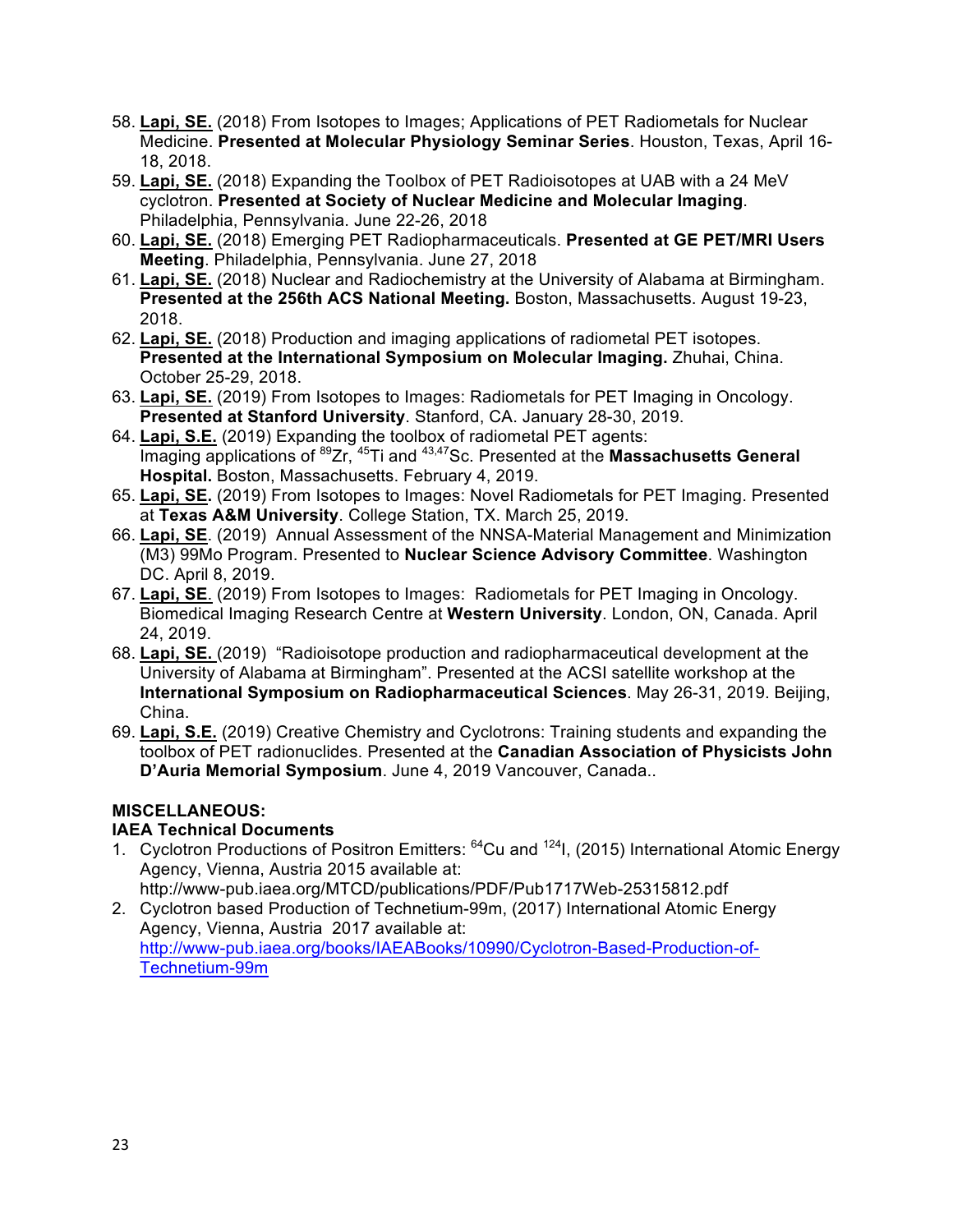58. **Lapi, SE.** (2018) From Isotopes to Images; Applications of PET Radiometals for Nuclear Medicine. **Presented at Molecular Physiology Seminar Series**. Houston, Texas, April 16-18, 2018.
59. **Lapi, SE.** (2018) Expanding the Toolbox of PET Radioisotopes at UAB with a 24 MeV cyclotron. **Presented at Society of Nuclear Medicine and Molecular Imaging**. Philadelphia, Pennsylvania. June 22-26, 2018
60. **Lapi, SE.** (2018) Emerging PET Radiopharmaceuticals. **Presented at GE PET/MRI Users Meeting**. Philadelphia, Pennsylvania. June 27, 2018
61. **Lapi, SE.** (2018) Nuclear and Radiochemistry at the University of Alabama at Birmingham. **Presented at the 256th ACS National Meeting.** Boston, Massachusetts. August 19-23, 2018.
62. **Lapi, SE.** (2018) Production and imaging applications of radiometal PET isotopes. **Presented at the International Symposium on Molecular Imaging.** Zhuhai, China. October 25-29, 2018.
63. **Lapi, SE.** (2019) From Isotopes to Images: Radiometals for PET Imaging in Oncology. **Presented at Stanford University**. Stanford, CA. January 28-30, 2019.
64. **Lapi, S.E.** (2019) Expanding the toolbox of radiometal PET agents: Imaging applications of $^{89}Zr$, $^{45}Ti$ and $^{43,47}Sc$. Presented at the **Massachusetts General Hospital.** Boston, Massachusetts. February 4, 2019.
65. **Lapi, SE.** (2019) From Isotopes to Images: Novel Radiometals for PET Imaging. Presented at **Texas A&M University**. College Station, TX. March 25, 2019.
66. **Lapi, SE**. (2019) Annual Assessment of the NNSA-Material Management and Minimization (M3) 99Mo Program. Presented to **Nuclear Science Advisory Committee**. Washington DC. April 8, 2019.
67. **Lapi, SE**. (2019) From Isotopes to Images: Radiometals for PET Imaging in Oncology. Biomedical Imaging Research Centre at **Western University**. London, ON, Canada. April 24, 2019.
68. **Lapi, SE.** (2019) "Radioisotope production and radiopharmaceutical development at the University of Alabama at Birmingham". Presented at the ACSI satellite workshop at the **International Symposium on Radiopharmaceutical Sciences**. May 26-31, 2019. Beijing, China.
69. **Lapi, S.E.** (2019) Creative Chemistry and Cyclotrons: Training students and expanding the toolbox of PET radionuclides. Presented at the **Canadian Association of Physicists John D'Auria Memorial Symposium**. June 4, 2019 Vancouver, Canada..

**MISCELLANEOUS:**

**IAEA Technical Documents**

1. Cyclotron Productions of Positron Emitters: $^{64}Cu$ and $^{124}I$, (2015) International Atomic Energy Agency, Vienna, Austria 2015 available at: http://www-pub.iaea.org/MTCD/publications/PDF/Pub1717Web-25315812.pdf
2. Cyclotron based Production of Technetium-99m, (2017) International Atomic Energy Agency, Vienna, Austria 2017 available at: http://www-pub.iaea.org/books/IAEABooks/10990/Cyclotron-Based-Production-of-Technetium-99m